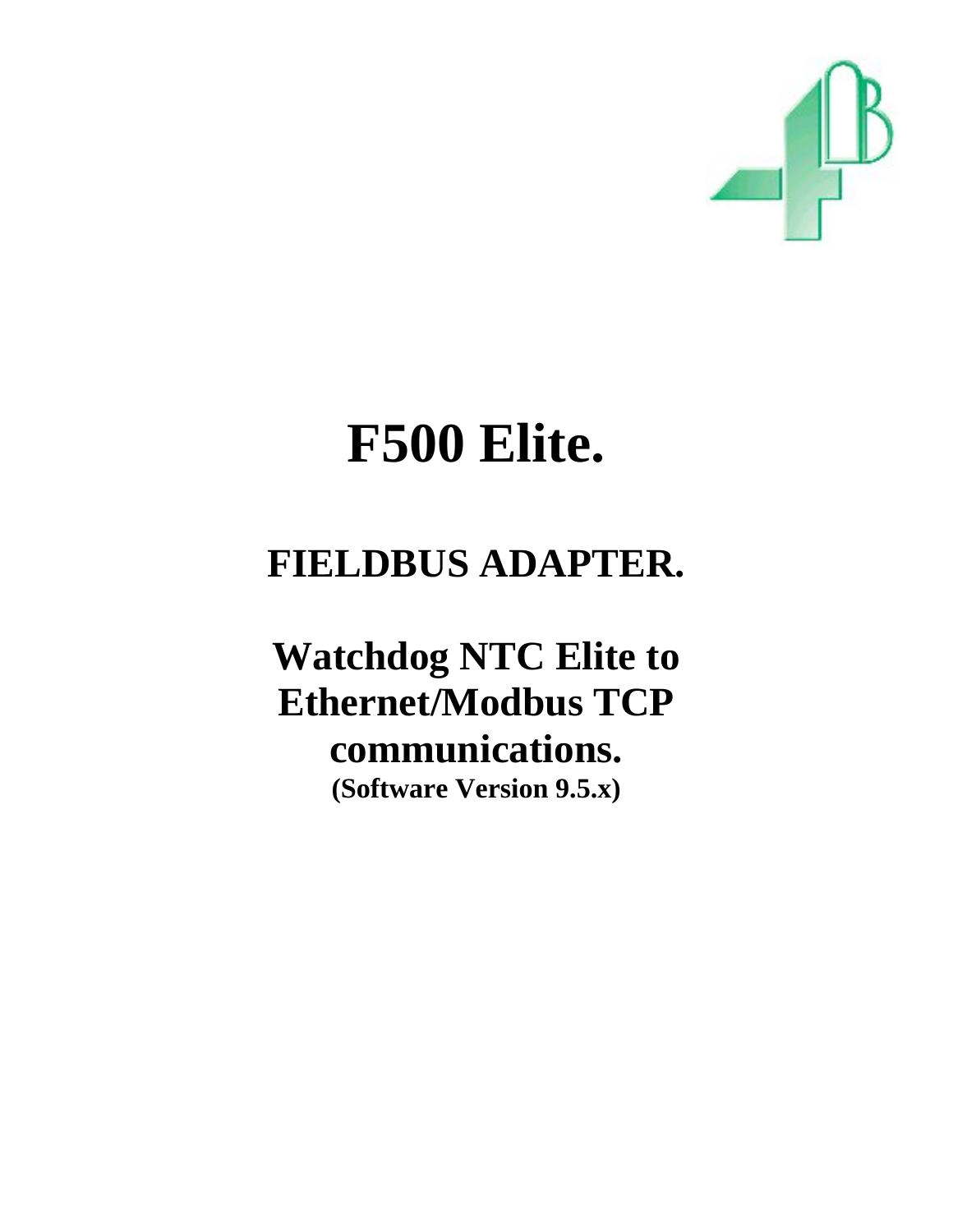# F500 Elite.

## FIELDBUS ADAPTER.

## Watchdog NTC Elite to Ethernet/Modbus TCP communications.

**(Software Version 9.5.x)**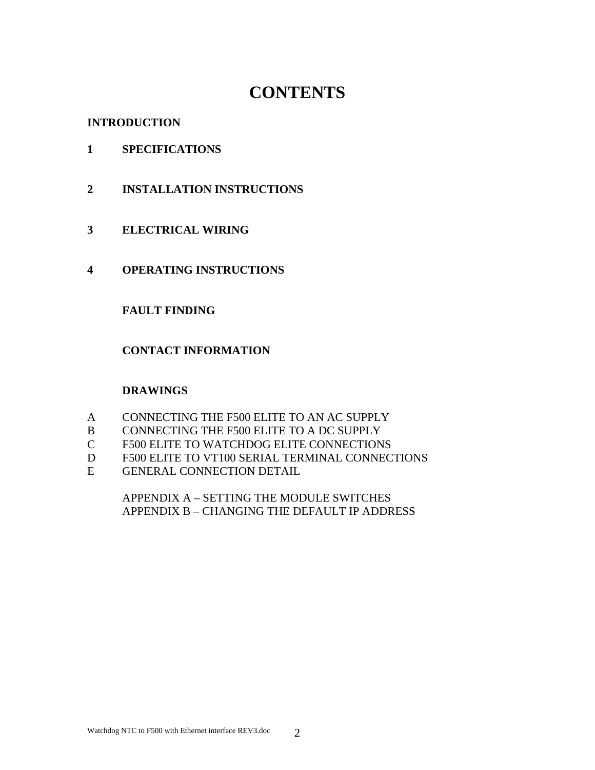# CONTENTS

**INTRODUCTION**

**1 SPECIFICATIONS**

**2 INSTALLATION INSTRUCTIONS**

**3 ELECTRICAL WIRING**

**4 OPERATING INSTRUCTIONS**

**FAULT FINDING**

**CONTACT INFORMATION**

**DRAWINGS**

A CONNECTING THE F500 ELITE TO AN AC SUPPLY
B CONNECTING THE F500 ELITE TO A DC SUPPLY
C F500 ELITE TO WATCHDOG ELITE CONNECTIONS
D F500 ELITE TO VT100 SERIAL TERMINAL CONNECTIONS
E GENERAL CONNECTION DETAIL

APPENDIX A – SETTING THE MODULE SWITCHES
APPENDIX B – CHANGING THE DEFAULT IP ADDRESS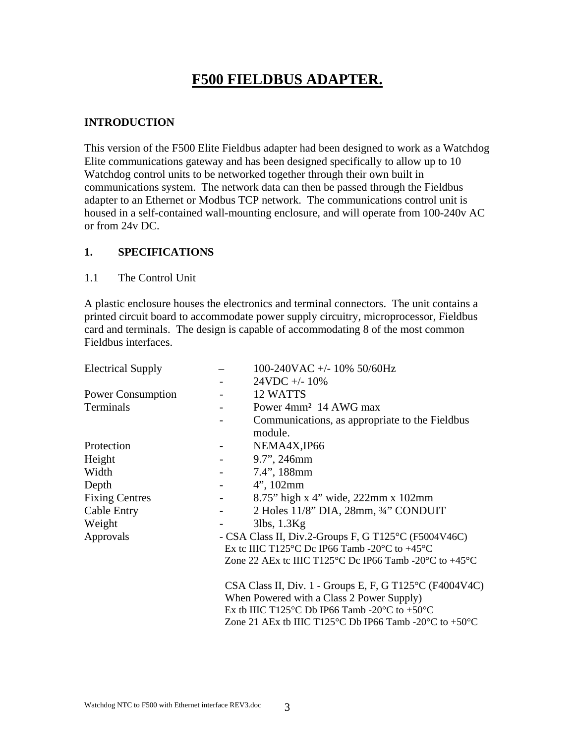# F500 FIELDBUS ADAPTER.

## INTRODUCTION

This version of the F500 Elite Fieldbus adapter had been designed to work as a Watchdog Elite communications gateway and has been designed specifically to allow up to 10 Watchdog control units to be networked together through their own built in communications system. The network data can then be passed through the Fieldbus adapter to an Ethernet or Modbus TCP network. The communications control unit is housed in a self-contained wall-mounting enclosure, and will operate from 100-240v AC or from 24v DC.

## 1. SPECIFICATIONS

### 1.1 The Control Unit

A plastic enclosure houses the electronics and terminal connectors. The unit contains a printed circuit board to accommodate power supply circuitry, microprocessor, Fieldbus card and terminals. The design is capable of accommodating 8 of the most common Fieldbus interfaces.

| | | |
|---|---|---|
| Electrical Supply | – | 100-240VAC +/- 10% 50/60Hz |
| | - | 24VDC +/- 10% |
| Power Consumption | - | 12 WATTS |
| Terminals | - | Power 4mm² 14 AWG max |
| | - | Communications, as appropriate to the Fieldbus module. |
| Protection | - | NEMA4X,IP66 |
| Height | - | 9.7”, 246mm |
| Width | - | 7.4”, 188mm |
| Depth | - | 4”, 102mm |
| Fixing Centres | - | 8.75” high x 4” wide, 222mm x 102mm |
| Cable Entry | - | 2 Holes 11/8” DIA, 28mm, ¾” CONDUIT |
| Weight | - | 3lbs, 1.3Kg |
| Approvals | - | CSA Class II, Div.2-Groups F, G T125°C (F5004V46C) |
| | | Ex tc IIIC T125°C Dc IP66 Tamb -20°C to +45°C |
| | | Zone 22 AEx tc IIIC T125°C Dc IP66 Tamb -20°C to +45°C |
| | | CSA Class II, Div. 1 - Groups E, F, G T125°C (F4004V4C) When Powered with a Class 2 Power Supply) |
| | | Ex tb IIIC T125°C Db IP66 Tamb -20°C to +50°C |
| | | Zone 21 AEx tb IIIC T125°C Db IP66 Tamb -20°C to +50°C |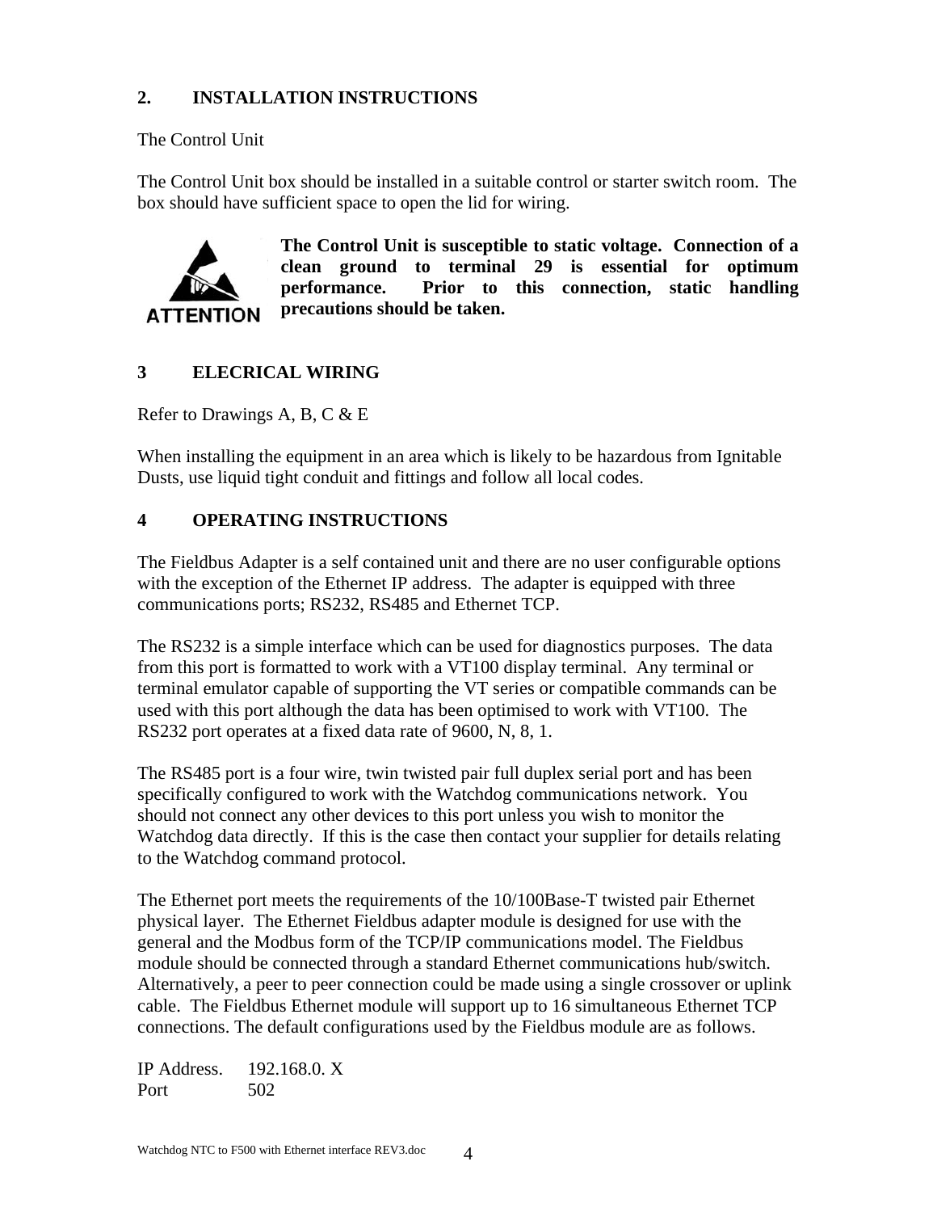## 2. INSTALLATION INSTRUCTIONS

The Control Unit

The Control Unit box should be installed in a suitable control or starter switch room. The box should have sufficient space to open the lid for wiring.

ATTENTION

**The Control Unit is susceptible to static voltage. Connection of a clean ground to terminal 29 is essential for optimum performance. Prior to this connection, static handling precautions should be taken.**

## 3 ELECRICAL WIRING

Refer to Drawings A, B, C & E

When installing the equipment in an area which is likely to be hazardous from Ignitable Dusts, use liquid tight conduit and fittings and follow all local codes.

## 4 OPERATING INSTRUCTIONS

The Fieldbus Adapter is a self contained unit and there are no user configurable options with the exception of the Ethernet IP address. The adapter is equipped with three communications ports; RS232, RS485 and Ethernet TCP.

The RS232 is a simple interface which can be used for diagnostics purposes. The data from this port is formatted to work with a VT100 display terminal. Any terminal or terminal emulator capable of supporting the VT series or compatible commands can be used with this port although the data has been optimised to work with VT100. The RS232 port operates at a fixed data rate of 9600, N, 8, 1.

The RS485 port is a four wire, twin twisted pair full duplex serial port and has been specifically configured to work with the Watchdog communications network. You should not connect any other devices to this port unless you wish to monitor the Watchdog data directly. If this is the case then contact your supplier for details relating to the Watchdog command protocol.

The Ethernet port meets the requirements of the 10/100Base-T twisted pair Ethernet physical layer. The Ethernet Fieldbus adapter module is designed for use with the general and the Modbus form of the TCP/IP communications model. The Fieldbus module should be connected through a standard Ethernet communications hub/switch. Alternatively, a peer to peer connection could be made using a single crossover or uplink cable. The Fieldbus Ethernet module will support up to 16 simultaneous Ethernet TCP connections. The default configurations used by the Fieldbus module are as follows.

IP Address. 192.168.0. X
Port 502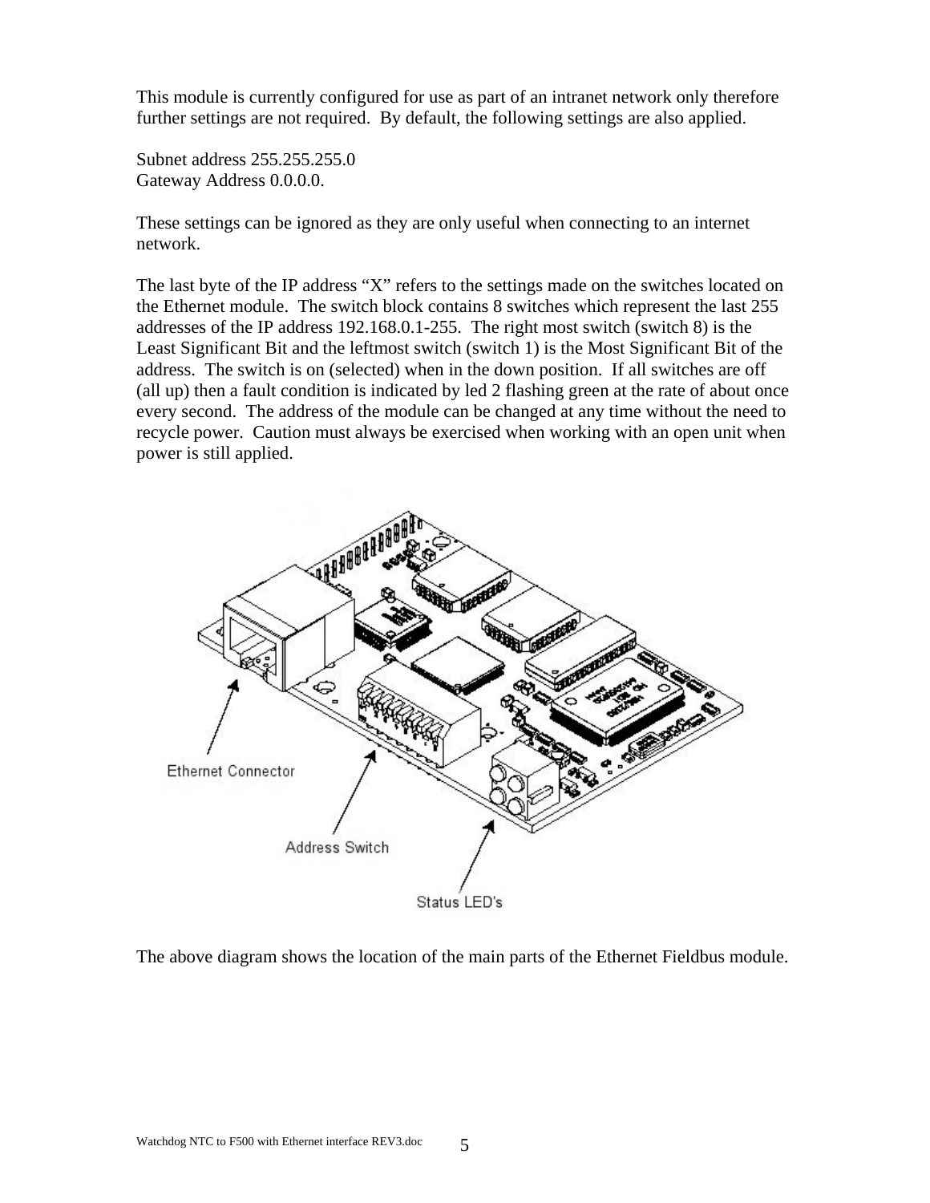This module is currently configured for use as part of an intranet network only therefore further settings are not required. By default, the following settings are also applied.

Subnet address 255.255.255.0
Gateway Address 0.0.0.0.

These settings can be ignored as they are only useful when connecting to an internet network.

The last byte of the IP address "X" refers to the settings made on the switches located on the Ethernet module. The switch block contains 8 switches which represent the last 255 addresses of the IP address 192.168.0.1-255. The right most switch (switch 8) is the Least Significant Bit and the leftmost switch (switch 1) is the Most Significant Bit of the address. The switch is on (selected) when in the down position. If all switches are off (all up) then a fault condition is indicated by led 2 flashing green at the rate of about once every second. The address of the module can be changed at any time without the need to recycle power. Caution must always be exercised when working with an open unit when power is still applied.

Ethernet Connector

Address Switch

Status LED's

The above diagram shows the location of the main parts of the Ethernet Fieldbus module.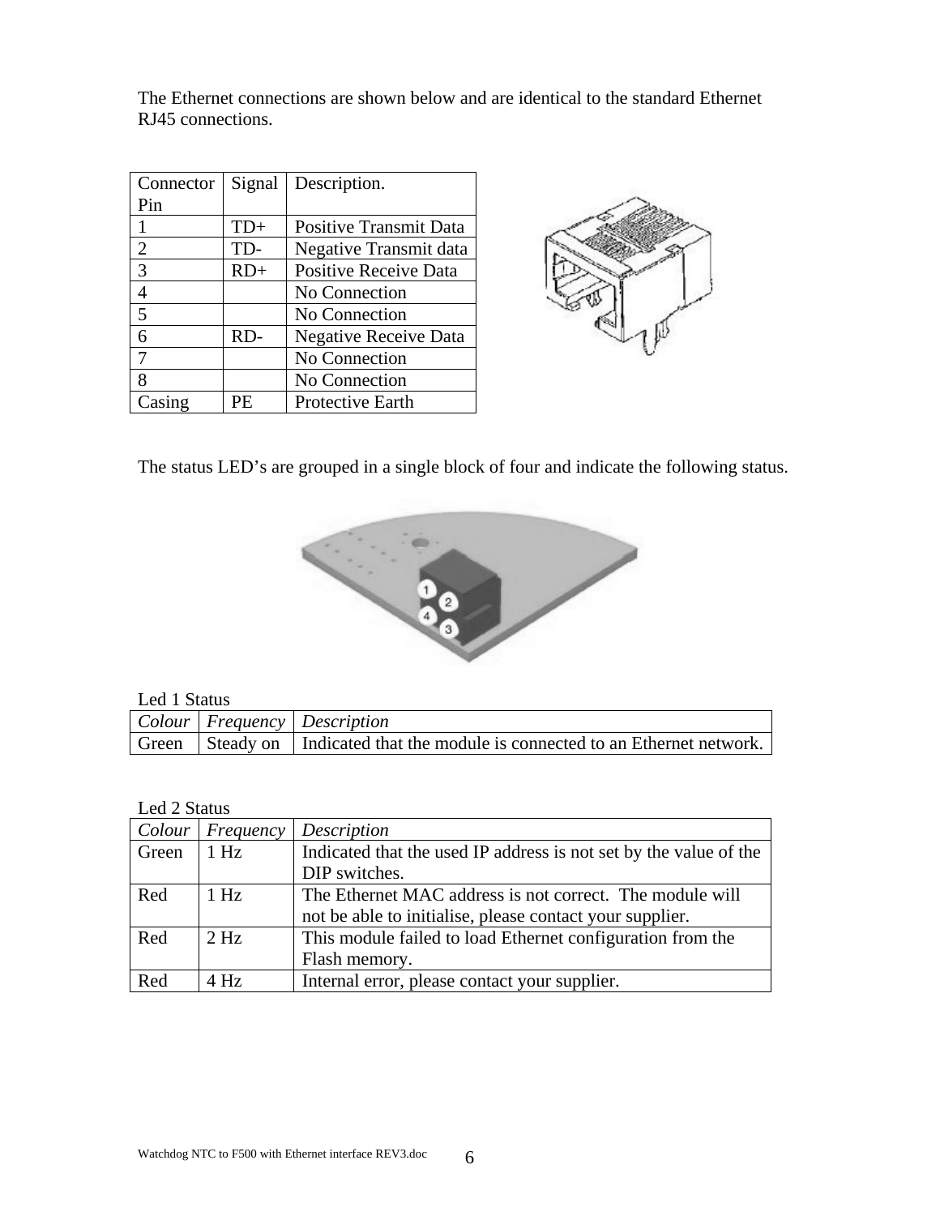The Ethernet connections are shown below and are identical to the standard Ethernet RJ45 connections.

| Connector Pin | Signal | Description. |
|---|---|---|
| 1 | TD+ | Positive Transmit Data |
| 2 | TD- | Negative Transmit data |
| 3 | RD+ | Positive Receive Data |
| 4 | | No Connection |
| 5 | | No Connection |
| 6 | RD- | Negative Receive Data |
| 7 | | No Connection |
| 8 | | No Connection |
| Casing | PE | Protective Earth |

The status LED's are grouped in a single block of four and indicate the following status.

Led 1 Status

| *Colour* | *Frequency* | *Description* |
|---|---|---|
| Green | Steady on | Indicated that the module is connected to an Ethernet network. |

Led 2 Status

| *Colour* | *Frequency* | *Description* |
|---|---|---|
| Green | 1 Hz | Indicated that the used IP address is not set by the value of the DIP switches. |
| Red | 1 Hz | The Ethernet MAC address is not correct. The module will not be able to initialise, please contact your supplier. |
| Red | 2 Hz | This module failed to load Ethernet configuration from the Flash memory. |
| Red | 4 Hz | Internal error, please contact your supplier. |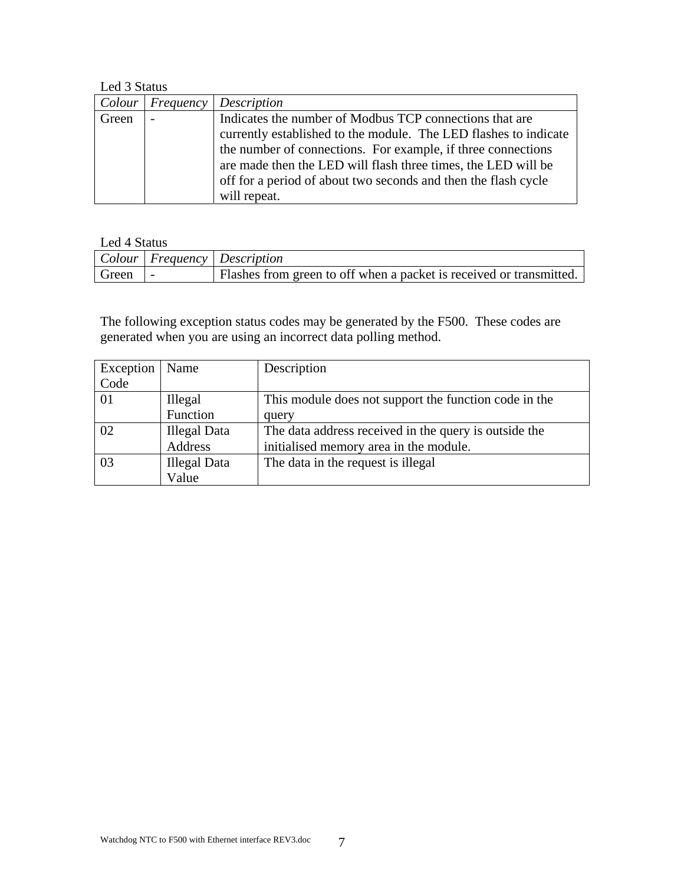Led 3 Status

| *Colour* | *Frequency* | *Description* |
|---|---|---|
| Green | - | Indicates the number of Modbus TCP connections that are currently established to the module. The LED flashes to indicate the number of connections. For example, if three connections are made then the LED will flash three times, the LED will be off for a period of about two seconds and then the flash cycle will repeat. |

Led 4 Status

| *Colour* | *Frequency* | *Description* |
|---|---|---|
| Green | - | Flashes from green to off when a packet is received or transmitted. |

The following exception status codes may be generated by the F500. These codes are generated when you are using an incorrect data polling method.

| Exception Code | Name | Description |
|---|---|---|
| 01 | Illegal Function | This module does not support the function code in the query |
| 02 | Illegal Data Address | The data address received in the query is outside the initialised memory area in the module. |
| 03 | Illegal Data Value | The data in the request is illegal |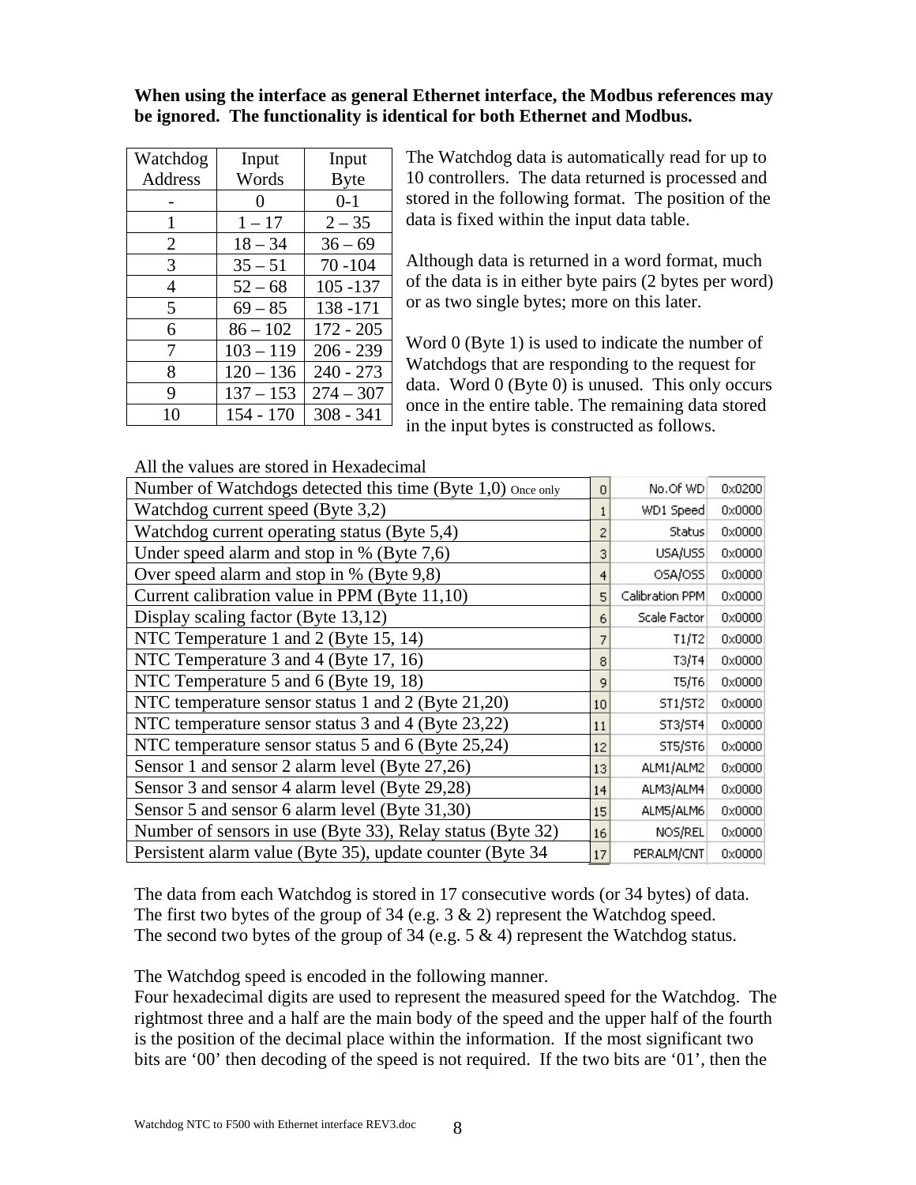**When using the interface as general Ethernet interface, the Modbus references may be ignored. The functionality is identical for both Ethernet and Modbus.**

| Watchdog Address | Input Words | Input Byte |
|---|---|---|
| - | 0 | 0-1 |
| 1 | 1 – 17 | 2 – 35 |
| 2 | 18 – 34 | 36 – 69 |
| 3 | 35 – 51 | 70 -104 |
| 4 | 52 – 68 | 105 -137 |
| 5 | 69 – 85 | 138 -171 |
| 6 | 86 – 102 | 172 - 205 |
| 7 | 103 – 119 | 206 - 239 |
| 8 | 120 – 136 | 240 - 273 |
| 9 | 137 – 153 | 274 – 307 |
| 10 | 154 - 170 | 308 - 341 |

The Watchdog data is automatically read for up to 10 controllers. The data returned is processed and stored in the following format. The position of the data is fixed within the input data table.

Although data is returned in a word format, much of the data is in either byte pairs (2 bytes per word) or as two single bytes; more on this later.

Word 0 (Byte 1) is used to indicate the number of Watchdogs that are responding to the request for data. Word 0 (Byte 0) is unused. This only occurs once in the entire table. The remaining data stored in the input bytes is constructed as follows.

All the values are stored in Hexadecimal

| Description | Word | Name | Value |
|---|---|---|---|
| Number of Watchdogs detected this time (Byte 1,0) Once only | 0 | No.Of WD | 0x0200 |
| Watchdog current speed (Byte 3,2) | 1 | WD1 Speed | 0x0000 |
| Watchdog current operating status (Byte 5,4) | 2 | Status | 0x0000 |
| Under speed alarm and stop in % (Byte 7,6) | 3 | USA/USS | 0x0000 |
| Over speed alarm and stop in % (Byte 9,8) | 4 | OSA/OSS | 0x0000 |
| Current calibration value in PPM (Byte 11,10) | 5 | Calibration PPM | 0x0000 |
| Display scaling factor (Byte 13,12) | 6 | Scale Factor | 0x0000 |
| NTC Temperature 1 and 2 (Byte 15, 14) | 7 | T1/T2 | 0x0000 |
| NTC Temperature 3 and 4 (Byte 17, 16) | 8 | T3/T4 | 0x0000 |
| NTC Temperature 5 and 6 (Byte 19, 18) | 9 | T5/T6 | 0x0000 |
| NTC temperature sensor status 1 and 2 (Byte 21,20) | 10 | ST1/ST2 | 0x0000 |
| NTC temperature sensor status 3 and 4 (Byte 23,22) | 11 | ST3/ST4 | 0x0000 |
| NTC temperature sensor status 5 and 6 (Byte 25,24) | 12 | ST5/ST6 | 0x0000 |
| Sensor 1 and sensor 2 alarm level (Byte 27,26) | 13 | ALM1/ALM2 | 0x0000 |
| Sensor 3 and sensor 4 alarm level (Byte 29,28) | 14 | ALM3/ALM4 | 0x0000 |
| Sensor 5 and sensor 6 alarm level (Byte 31,30) | 15 | ALM5/ALM6 | 0x0000 |
| Number of sensors in use (Byte 33), Relay status (Byte 32) | 16 | NOS/REL | 0x0000 |
| Persistent alarm value (Byte 35), update counter (Byte 34 | 17 | PERALM/CNT | 0x0000 |

The data from each Watchdog is stored in 17 consecutive words (or 34 bytes) of data.
The first two bytes of the group of 34 (e.g. 3 & 2) represent the Watchdog speed.
The second two bytes of the group of 34 (e.g. 5 & 4) represent the Watchdog status.

The Watchdog speed is encoded in the following manner.
Four hexadecimal digits are used to represent the measured speed for the Watchdog. The rightmost three and a half are the main body of the speed and the upper half of the fourth is the position of the decimal place within the information. If the most significant two bits are '00' then decoding of the speed is not required. If the two bits are '01', then the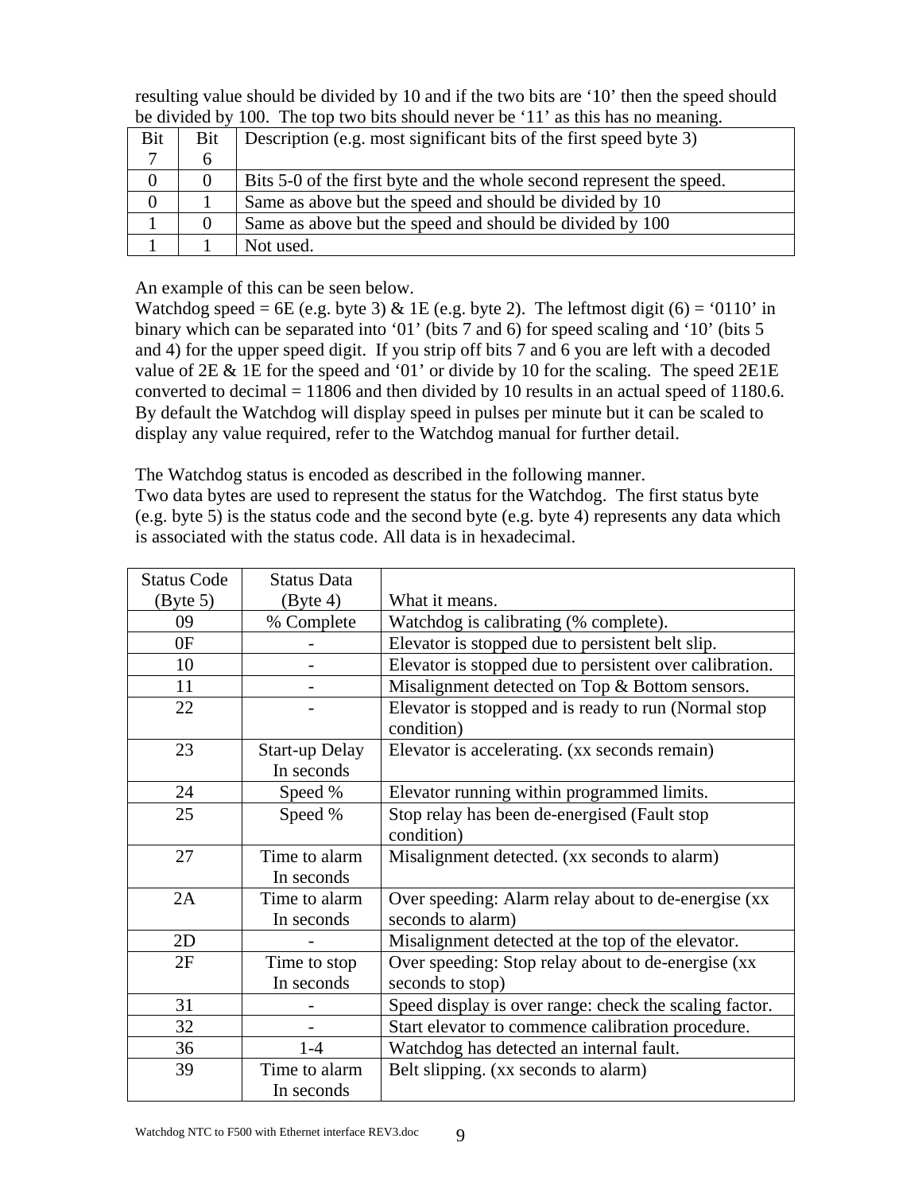resulting value should be divided by 10 and if the two bits are ‘10’ then the speed should be divided by 100. The top two bits should never be ‘11’ as this has no meaning.

| Bit 7 | Bit 6 | Description (e.g. most significant bits of the first speed byte 3) |
|---|---|---|
| 0 | 0 | Bits 5-0 of the first byte and the whole second represent the speed. |
| 0 | 1 | Same as above but the speed and should be divided by 10 |
| 1 | 0 | Same as above but the speed and should be divided by 100 |
| 1 | 1 | Not used. |

An example of this can be seen below.
Watchdog speed = 6E (e.g. byte 3) & 1E (e.g. byte 2). The leftmost digit (6) = ‘0110’ in binary which can be separated into ‘01’ (bits 7 and 6) for speed scaling and ‘10’ (bits 5 and 4) for the upper speed digit. If you strip off bits 7 and 6 you are left with a decoded value of 2E & 1E for the speed and ‘01’ or divide by 10 for the scaling. The speed 2E1E converted to decimal = 11806 and then divided by 10 results in an actual speed of 1180.6. By default the Watchdog will display speed in pulses per minute but it can be scaled to display any value required, refer to the Watchdog manual for further detail.

The Watchdog status is encoded as described in the following manner.
Two data bytes are used to represent the status for the Watchdog. The first status byte (e.g. byte 5) is the status code and the second byte (e.g. byte 4) represents any data which is associated with the status code. All data is in hexadecimal.

| Status Code (Byte 5) | Status Data (Byte 4) | What it means. |
|---|---|---|
| 09 | % Complete | Watchdog is calibrating (% complete). |
| 0F | - | Elevator is stopped due to persistent belt slip. |
| 10 | - | Elevator is stopped due to persistent over calibration. |
| 11 | - | Misalignment detected on Top & Bottom sensors. |
| 22 | - | Elevator is stopped and is ready to run (Normal stop condition) |
| 23 | Start-up Delay In seconds | Elevator is accelerating. (xx seconds remain) |
| 24 | Speed % | Elevator running within programmed limits. |
| 25 | Speed % | Stop relay has been de-energised (Fault stop condition) |
| 27 | Time to alarm In seconds | Misalignment detected. (xx seconds to alarm) |
| 2A | Time to alarm In seconds | Over speeding: Alarm relay about to de-energise (xx seconds to alarm) |
| 2D | - | Misalignment detected at the top of the elevator. |
| 2F | Time to stop In seconds | Over speeding: Stop relay about to de-energise (xx seconds to stop) |
| 31 | - | Speed display is over range: check the scaling factor. |
| 32 | - | Start elevator to commence calibration procedure. |
| 36 | 1-4 | Watchdog has detected an internal fault. |
| 39 | Time to alarm In seconds | Belt slipping. (xx seconds to alarm) |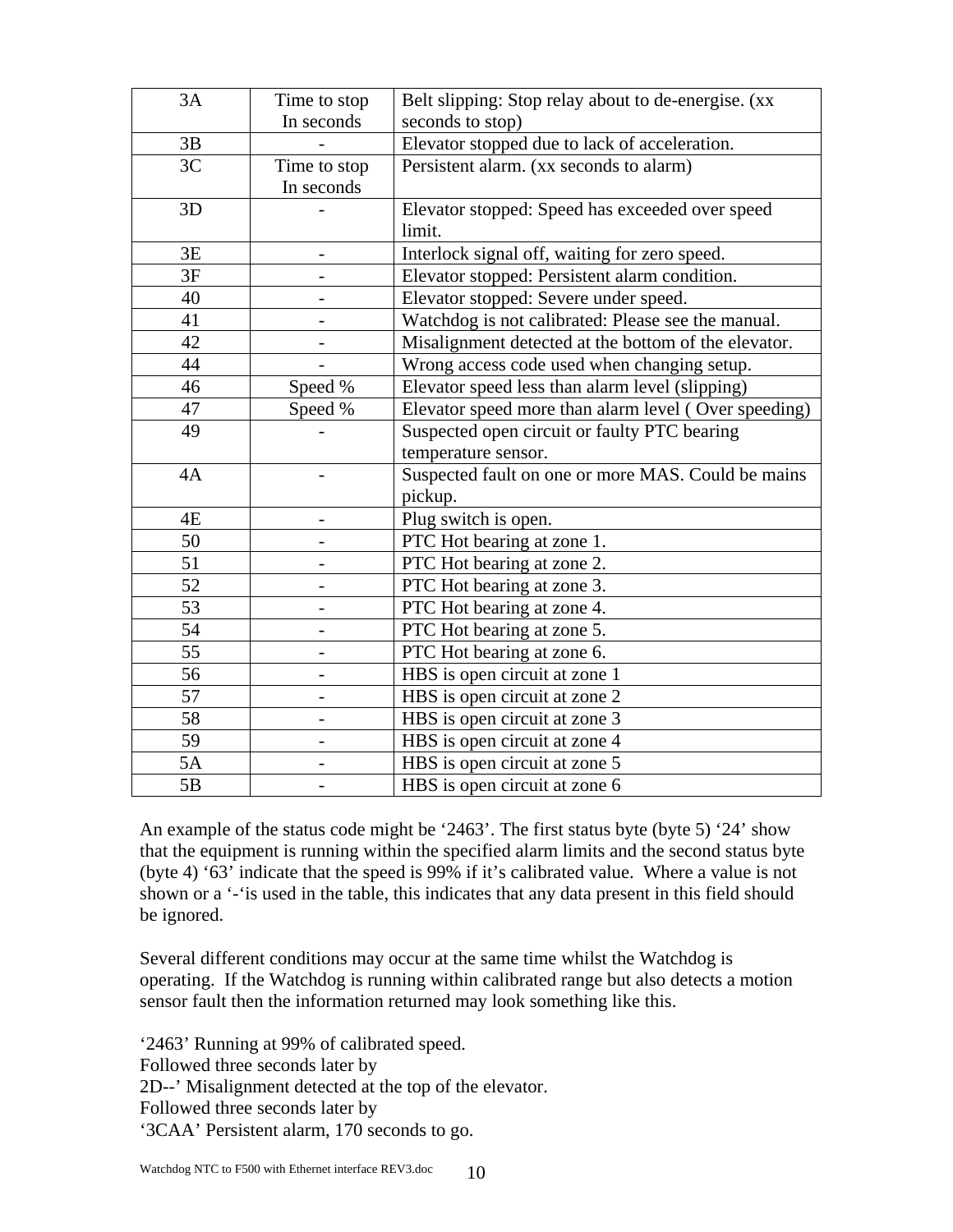| 3A | Time to stop In seconds | Belt slipping: Stop relay about to de-energise. (xx seconds to stop) |
|---|---|---|
| 3B | - | Elevator stopped due to lack of acceleration. |
| 3C | Time to stop In seconds | Persistent alarm. (xx seconds to alarm) |
| 3D | - | Elevator stopped: Speed has exceeded over speed limit. |
| 3E | - | Interlock signal off, waiting for zero speed. |
| 3F | - | Elevator stopped: Persistent alarm condition. |
| 40 | - | Elevator stopped: Severe under speed. |
| 41 | - | Watchdog is not calibrated: Please see the manual. |
| 42 | - | Misalignment detected at the bottom of the elevator. |
| 44 | - | Wrong access code used when changing setup. |
| 46 | Speed % | Elevator speed less than alarm level (slipping) |
| 47 | Speed % | Elevator speed more than alarm level ( Over speeding) |
| 49 | - | Suspected open circuit or faulty PTC bearing temperature sensor. |
| 4A | - | Suspected fault on one or more MAS. Could be mains pickup. |
| 4E | - | Plug switch is open. |
| 50 | - | PTC Hot bearing at zone 1. |
| 51 | - | PTC Hot bearing at zone 2. |
| 52 | - | PTC Hot bearing at zone 3. |
| 53 | - | PTC Hot bearing at zone 4. |
| 54 | - | PTC Hot bearing at zone 5. |
| 55 | - | PTC Hot bearing at zone 6. |
| 56 | - | HBS is open circuit at zone 1 |
| 57 | - | HBS is open circuit at zone 2 |
| 58 | - | HBS is open circuit at zone 3 |
| 59 | - | HBS is open circuit at zone 4 |
| 5A | - | HBS is open circuit at zone 5 |
| 5B | - | HBS is open circuit at zone 6 |

An example of the status code might be '2463'. The first status byte (byte 5) '24' show that the equipment is running within the specified alarm limits and the second status byte (byte 4) '63' indicate that the speed is 99% if it's calibrated value. Where a value is not shown or a '-'is used in the table, this indicates that any data present in this field should be ignored.

Several different conditions may occur at the same time whilst the Watchdog is operating. If the Watchdog is running within calibrated range but also detects a motion sensor fault then the information returned may look something like this.

'2463' Running at 99% of calibrated speed.
Followed three seconds later by
2D--' Misalignment detected at the top of the elevator.
Followed three seconds later by
'3CAA' Persistent alarm, 170 seconds to go.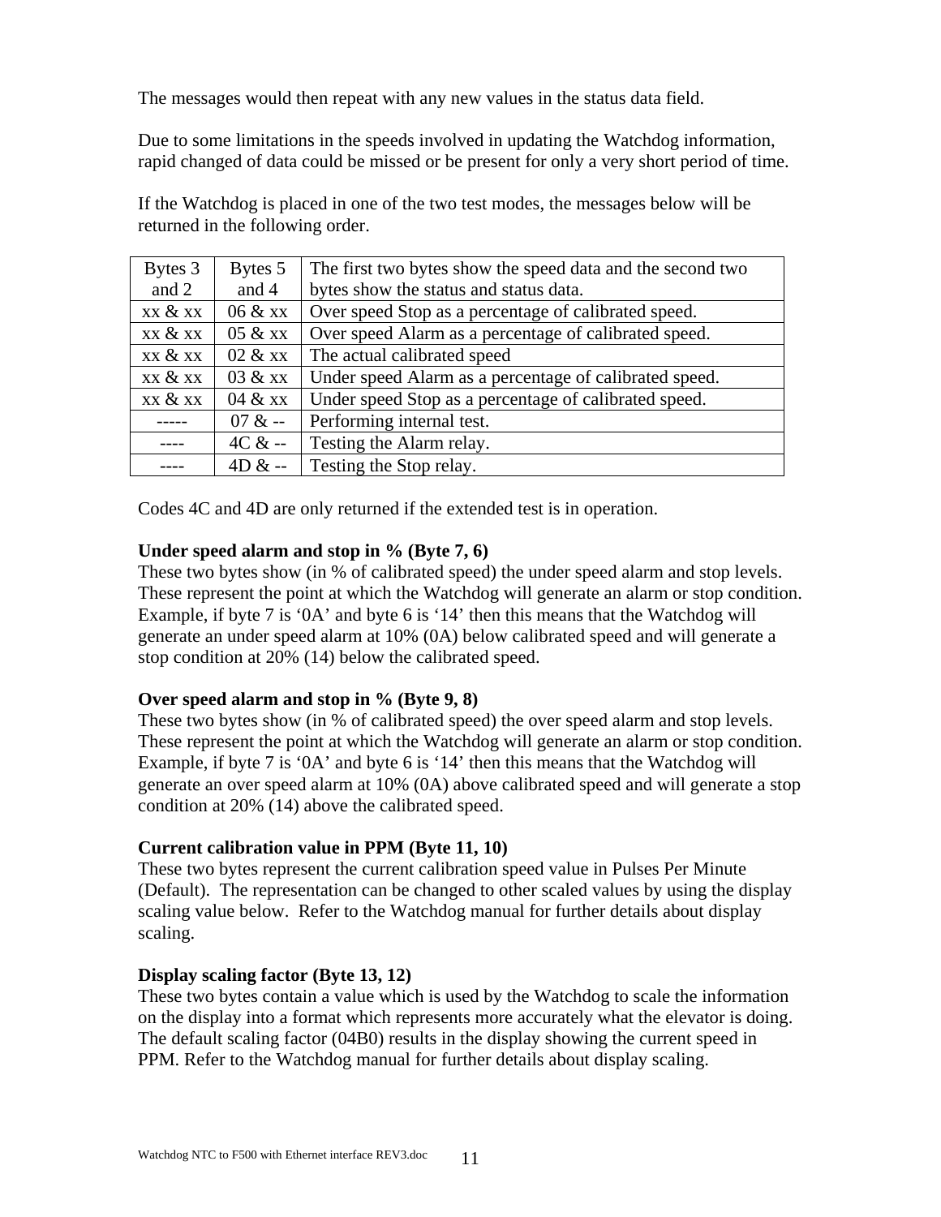The messages would then repeat with any new values in the status data field.

Due to some limitations in the speeds involved in updating the Watchdog information, rapid changed of data could be missed or be present for only a very short period of time.

If the Watchdog is placed in one of the two test modes, the messages below will be returned in the following order.

| Bytes 3 and 2 | Bytes 5 and 4 | The first two bytes show the speed data and the second two bytes show the status and status data. |
|---|---|---|
| xx & xx | 06 & xx | Over speed Stop as a percentage of calibrated speed. |
| xx & xx | 05 & xx | Over speed Alarm as a percentage of calibrated speed. |
| xx & xx | 02 & xx | The actual calibrated speed |
| xx & xx | 03 & xx | Under speed Alarm as a percentage of calibrated speed. |
| xx & xx | 04 & xx | Under speed Stop as a percentage of calibrated speed. |
| ----- | 07 & -- | Performing internal test. |
| ---- | 4C & -- | Testing the Alarm relay. |
| ---- | 4D & -- | Testing the Stop relay. |

Codes 4C and 4D are only returned if the extended test is in operation.

**Under speed alarm and stop in % (Byte 7, 6)**
These two bytes show (in % of calibrated speed) the under speed alarm and stop levels. These represent the point at which the Watchdog will generate an alarm or stop condition. Example, if byte 7 is '0A' and byte 6 is '14' then this means that the Watchdog will generate an under speed alarm at 10% (0A) below calibrated speed and will generate a stop condition at 20% (14) below the calibrated speed.

**Over speed alarm and stop in % (Byte 9, 8)**
These two bytes show (in % of calibrated speed) the over speed alarm and stop levels. These represent the point at which the Watchdog will generate an alarm or stop condition. Example, if byte 7 is '0A' and byte 6 is '14' then this means that the Watchdog will generate an over speed alarm at 10% (0A) above calibrated speed and will generate a stop condition at 20% (14) above the calibrated speed.

**Current calibration value in PPM (Byte 11, 10)**
These two bytes represent the current calibration speed value in Pulses Per Minute (Default). The representation can be changed to other scaled values by using the display scaling value below. Refer to the Watchdog manual for further details about display scaling.

**Display scaling factor (Byte 13, 12)**
These two bytes contain a value which is used by the Watchdog to scale the information on the display into a format which represents more accurately what the elevator is doing. The default scaling factor (04B0) results in the display showing the current speed in PPM. Refer to the Watchdog manual for further details about display scaling.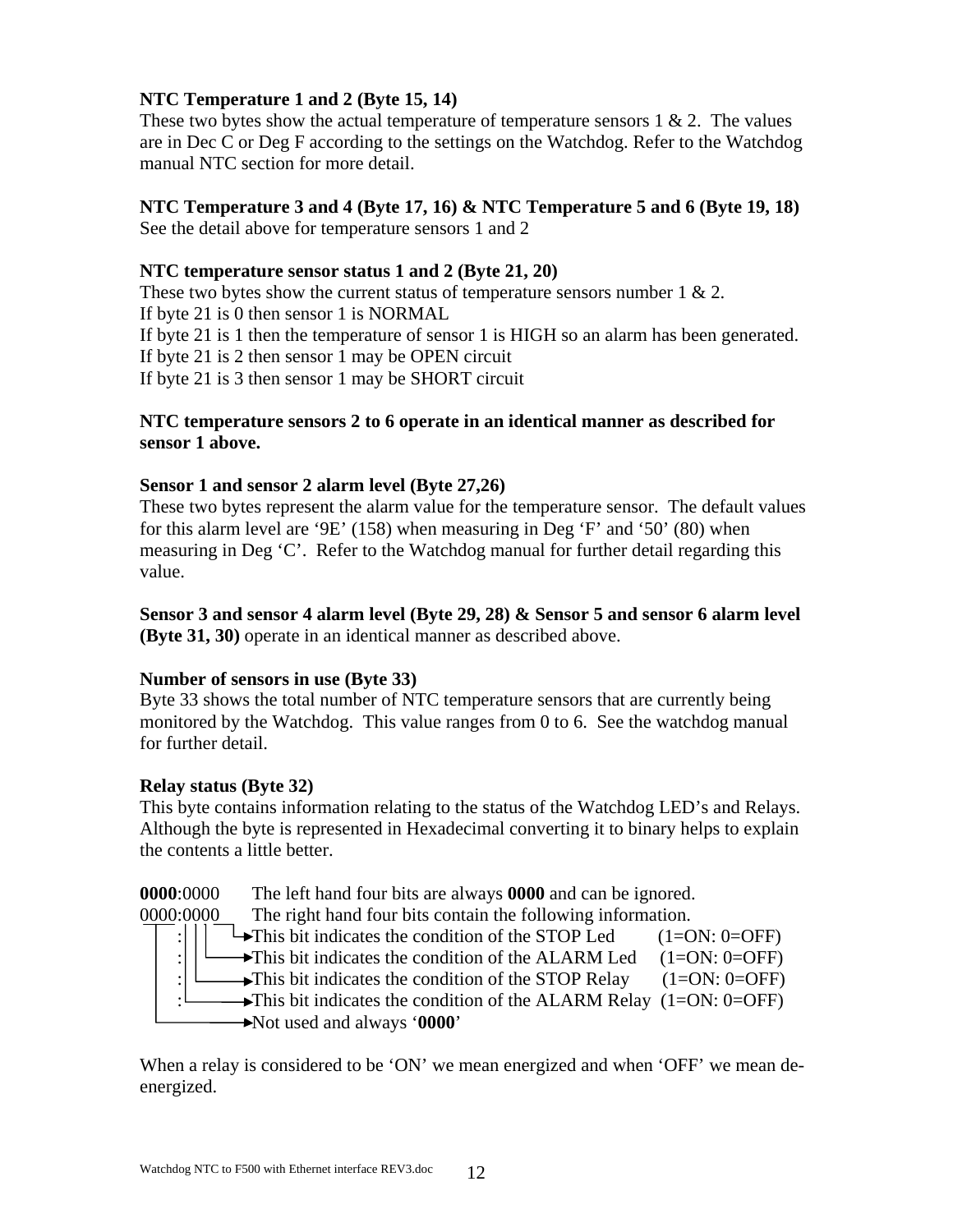**NTC Temperature 1 and 2 (Byte 15, 14)**
These two bytes show the actual temperature of temperature sensors 1 & 2. The values are in Dec C or Deg F according to the settings on the Watchdog. Refer to the Watchdog manual NTC section for more detail.

**NTC Temperature 3 and 4 (Byte 17, 16) & NTC Temperature 5 and 6 (Byte 19, 18)**
See the detail above for temperature sensors 1 and 2

**NTC temperature sensor status 1 and 2 (Byte 21, 20)**
These two bytes show the current status of temperature sensors number 1 & 2.
If byte 21 is 0 then sensor 1 is NORMAL
If byte 21 is 1 then the temperature of sensor 1 is HIGH so an alarm has been generated.
If byte 21 is 2 then sensor 1 may be OPEN circuit
If byte 21 is 3 then sensor 1 may be SHORT circuit

**NTC temperature sensors 2 to 6 operate in an identical manner as described for sensor 1 above.**

**Sensor 1 and sensor 2 alarm level (Byte 27,26)**
These two bytes represent the alarm value for the temperature sensor. The default values for this alarm level are '9E' (158) when measuring in Deg 'F' and '50' (80) when measuring in Deg 'C'. Refer to the Watchdog manual for further detail regarding this value.

**Sensor 3 and sensor 4 alarm level (Byte 29, 28) & Sensor 5 and sensor 6 alarm level (Byte 31, 30)** operate in an identical manner as described above.

**Number of sensors in use (Byte 33)**
Byte 33 shows the total number of NTC temperature sensors that are currently being monitored by the Watchdog. This value ranges from 0 to 6. See the watchdog manual for further detail.

**Relay status (Byte 32)**
This byte contains information relating to the status of the Watchdog LED's and Relays. Although the byte is represented in Hexadecimal converting it to binary helps to explain the contents a little better.

```
0000:0000    The left hand four bits are always 0000 and can be ignored.
0000:0000    The right hand four bits contain the following information.
   : │ │ └──►This bit indicates the condition of the STOP Led         (1=ON: 0=OFF)
   : │ └────►This bit indicates the condition of the ALARM Led        (1=ON: 0=OFF)
   : └──────►This bit indicates the condition of the STOP Relay       (1=ON: 0=OFF)
   :└───────►This bit indicates the condition of the ALARM Relay      (1=ON: 0=OFF)
└───────────►Not used and always '0000'
```

When a relay is considered to be 'ON' we mean energized and when 'OFF' we mean de-energized.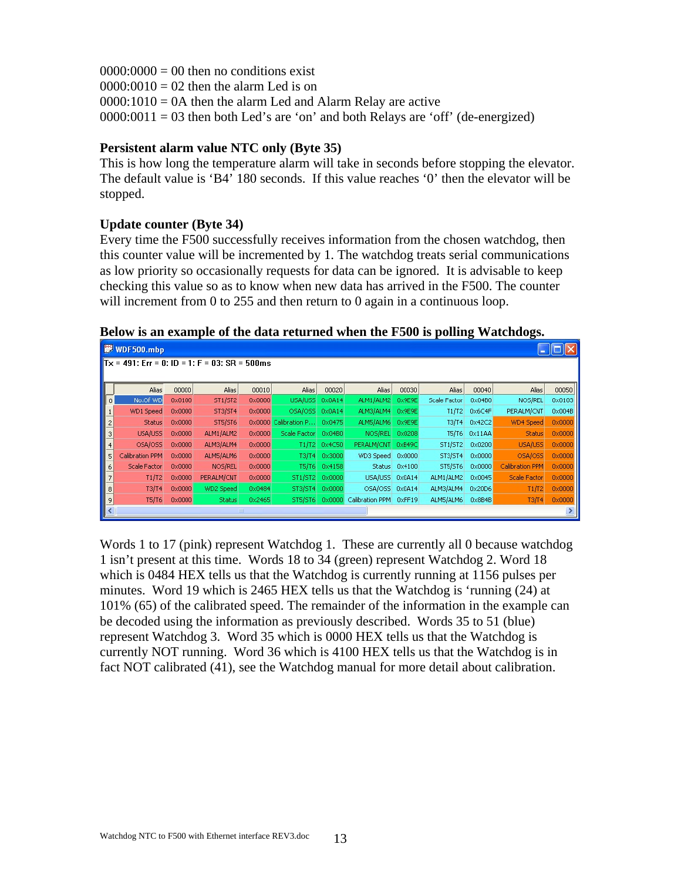0000:0000 = 00 then no conditions exist
0000:0010 = 02 then the alarm Led is on
0000:1010 = 0A then the alarm Led and Alarm Relay are active
0000:0011 = 03 then both Led's are 'on' and both Relays are 'off' (de-energized)

**Persistent alarm value NTC only (Byte 35)**
This is how long the temperature alarm will take in seconds before stopping the elevator. The default value is 'B4' 180 seconds. If this value reaches '0' then the elevator will be stopped.

**Update counter (Byte 34)**
Every time the F500 successfully receives information from the chosen watchdog, then this counter value will be incremented by 1. The watchdog treats serial communications as low priority so occasionally requests for data can be ignored. It is advisable to keep checking this value so as to know when new data has arrived in the F500. The counter will increment from 0 to 255 and then return to 0 again in a continuous loop.

**Below is an example of the data returned when the F500 is polling Watchdogs.**

WDF500.mbp

Tx = 491: Err = 0: ID = 1: F = 03: SR = 500ms

| | Alias | 00000 | Alias | 00010 | Alias | 00020 | Alias | 00030 | Alias | 00040 | Alias | 00050 |
|---|---|---|---|---|---|---|---|---|---|---|---|---|
| 0 | No.Of WD | 0x0100 | ST1/ST2 | 0x0000 | USA/USS | 0x0A14 | ALM1/ALM2 | 0x9E9E | Scale Factor | 0x04B0 | NOS/REL | 0x0103 |
| 1 | WD1 Speed | 0x0000 | ST3/ST4 | 0x0000 | OSA/OSS | 0x0A14 | ALM3/ALM4 | 0x9E9E | T1/T2 | 0x6C4F | PERALM/CNT | 0x004B |
| 2 | Status | 0x0000 | ST5/ST6 | 0x0000 | Calibration P... | 0x0475 | ALM5/ALM6 | 0x9E9E | T3/T4 | 0x42C2 | WD4 Speed | 0x0000 |
| 3 | USA/USS | 0x0000 | ALM1/ALM2 | 0x0000 | Scale Factor | 0x04B0 | NOS/REL | 0x0208 | T5/T6 | 0x11AA | Status | 0x0000 |
| 4 | OSA/OSS | 0x0000 | ALM3/ALM4 | 0x0000 | T1/T2 | 0x4C50 | PERALM/CNT | 0xB49C | ST1/ST2 | 0x0200 | USA/USS | 0x0000 |
| 5 | Calibration PPM | 0x0000 | ALM5/ALM6 | 0x0000 | T3/T4 | 0x3000 | WD3 Speed | 0x0000 | ST3/ST4 | 0x0000 | OSA/OSS | 0x0000 |
| 6 | Scale Factor | 0x0000 | NOS/REL | 0x0000 | T5/T6 | 0x4158 | Status | 0x4100 | ST5/ST6 | 0x0000 | Calibration PPM | 0x0000 |
| 7 | T1/T2 | 0x0000 | PERALM/CNT | 0x0000 | ST1/ST2 | 0x0000 | USA/USS | 0x0A14 | ALM1/ALM2 | 0x0045 | Scale Factor | 0x0000 |
| 8 | T3/T4 | 0x0000 | WD2 Speed | 0x0484 | ST3/ST4 | 0x0000 | OSA/OSS | 0x0A14 | ALM3/ALM4 | 0x20D6 | T1/T2 | 0x0000 |
| 9 | T5/T6 | 0x0000 | Status | 0x2465 | ST5/ST6 | 0x0000 | Calibration PPM | 0xFF19 | ALM5/ALM6 | 0x8B4B | T3/T4 | 0x0000 |

Words 1 to 17 (pink) represent Watchdog 1. These are currently all 0 because watchdog 1 isn't present at this time. Words 18 to 34 (green) represent Watchdog 2. Word 18 which is 0484 HEX tells us that the Watchdog is currently running at 1156 pulses per minutes. Word 19 which is 2465 HEX tells us that the Watchdog is 'running (24) at 101% (65) of the calibrated speed. The remainder of the information in the example can be decoded using the information as previously described. Words 35 to 51 (blue) represent Watchdog 3. Word 35 which is 0000 HEX tells us that the Watchdog is currently NOT running. Word 36 which is 4100 HEX tells us that the Watchdog is in fact NOT calibrated (41), see the Watchdog manual for more detail about calibration.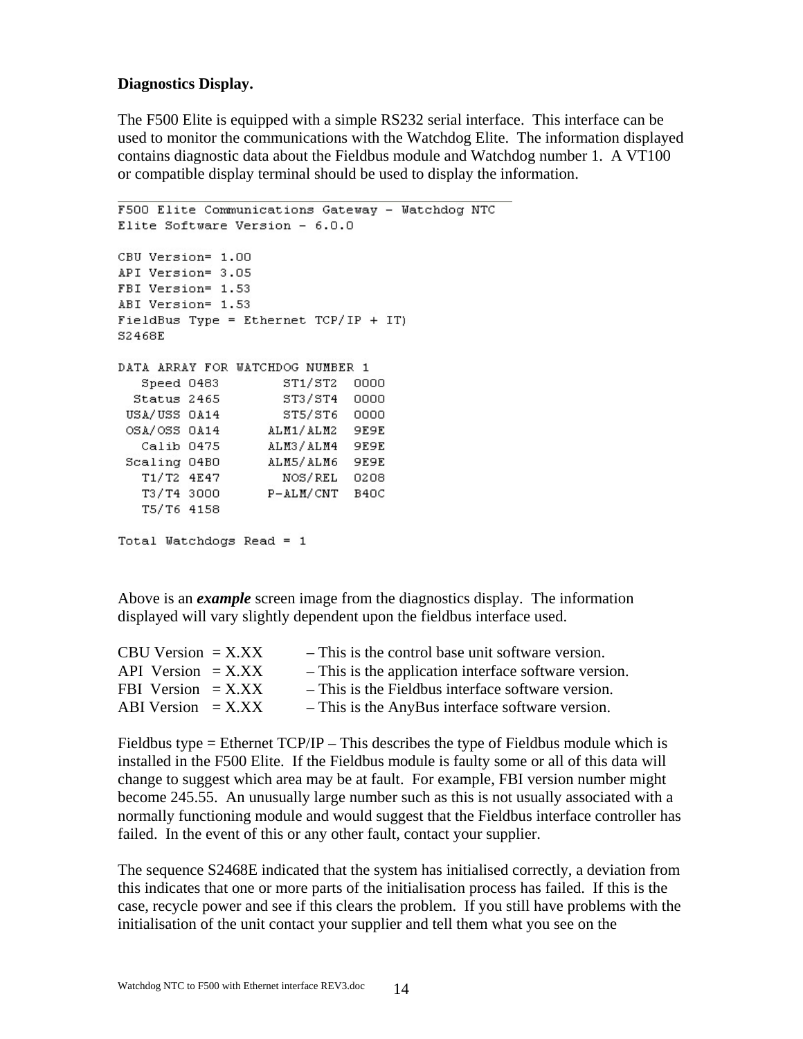**Diagnostics Display.**

The F500 Elite is equipped with a simple RS232 serial interface. This interface can be used to monitor the communications with the Watchdog Elite. The information displayed contains diagnostic data about the Fieldbus module and Watchdog number 1. A VT100 or compatible display terminal should be used to display the information.

```
F500 Elite Communications Gateway - Watchdog NTC
Elite Software Version - 6.0.0

CBU Version= 1.00
API Version= 3.05
FBI Version= 1.53
ABI Version= 1.53
FieldBus Type = Ethernet TCP/IP + IT)
S2468E

DATA ARRAY FOR WATCHDOG NUMBER 1
   Speed 0483        ST1/ST2  0000
  Status 2465        ST3/ST4  0000
 USA/USS 0A14        ST5/ST6  0000
 OSA/OSS 0A14      ALM1/ALM2  9E9E
   Calib 0475      ALM3/ALM4  9E9E
 Scaling 04B0      ALM5/ALM6  9E9E
   T1/T2 4E47        NOS/REL  0208
   T3/T4 3000      P-ALM/CNT  B40C
   T5/T6 4158

Total Watchdogs Read = 1
```

Above is an ***example*** screen image from the diagnostics display. The information displayed will vary slightly dependent upon the fieldbus interface used.

CBU Version = X.XX – This is the control base unit software version.
API Version = X.XX – This is the application interface software version.
FBI Version = X.XX – This is the Fieldbus interface software version.
ABI Version = X.XX – This is the AnyBus interface software version.

Fieldbus type = Ethernet TCP/IP – This describes the type of Fieldbus module which is installed in the F500 Elite. If the Fieldbus module is faulty some or all of this data will change to suggest which area may be at fault. For example, FBI version number might become 245.55. An unusually large number such as this is not usually associated with a normally functioning module and would suggest that the Fieldbus interface controller has failed. In the event of this or any other fault, contact your supplier.

The sequence S2468E indicated that the system has initialised correctly, a deviation from this indicates that one or more parts of the initialisation process has failed. If this is the case, recycle power and see if this clears the problem. If you still have problems with the initialisation of the unit contact your supplier and tell them what you see on the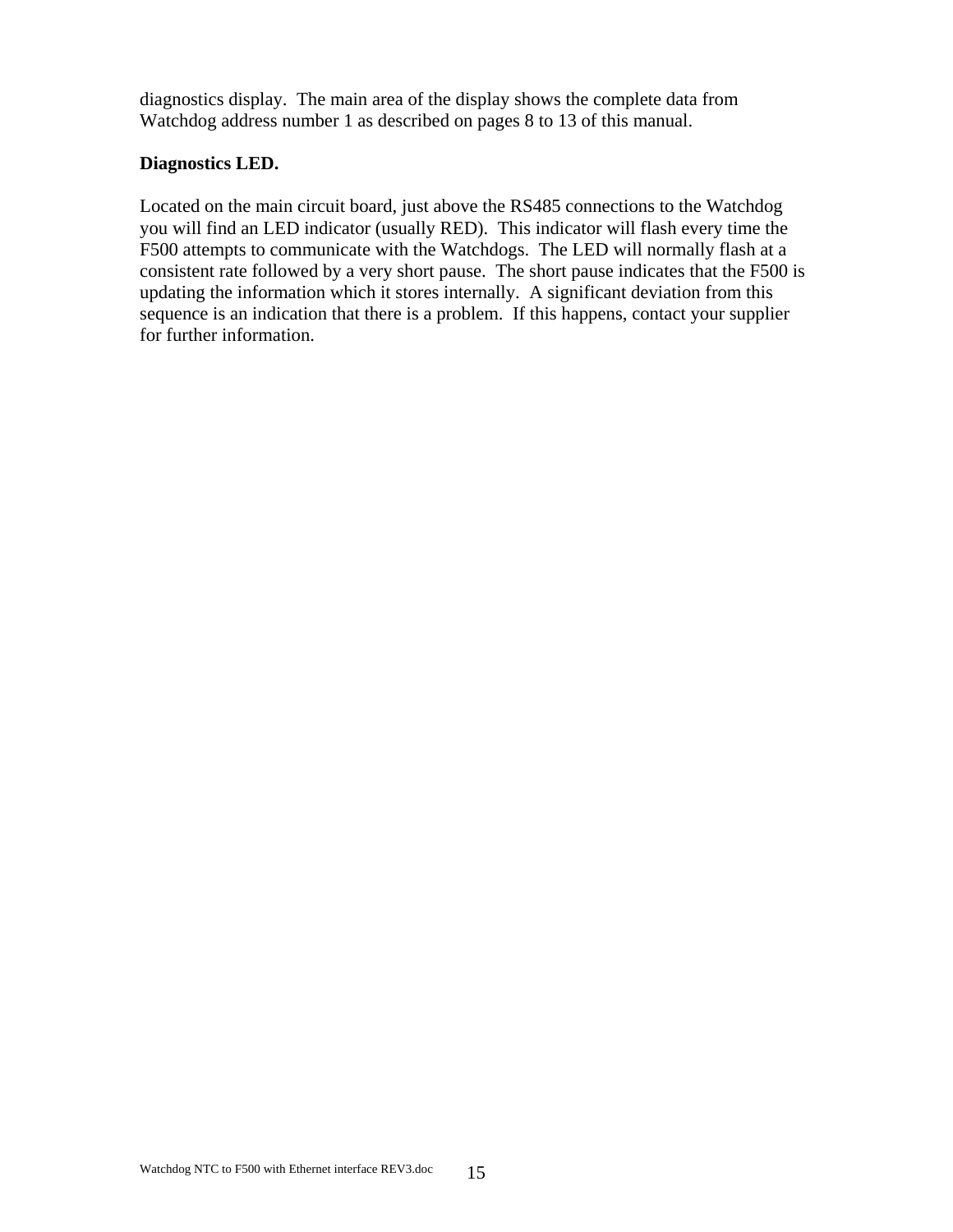diagnostics display. The main area of the display shows the complete data from Watchdog address number 1 as described on pages 8 to 13 of this manual.

**Diagnostics LED.**

Located on the main circuit board, just above the RS485 connections to the Watchdog you will find an LED indicator (usually RED). This indicator will flash every time the F500 attempts to communicate with the Watchdogs. The LED will normally flash at a consistent rate followed by a very short pause. The short pause indicates that the F500 is updating the information which it stores internally. A significant deviation from this sequence is an indication that there is a problem. If this happens, contact your supplier for further information.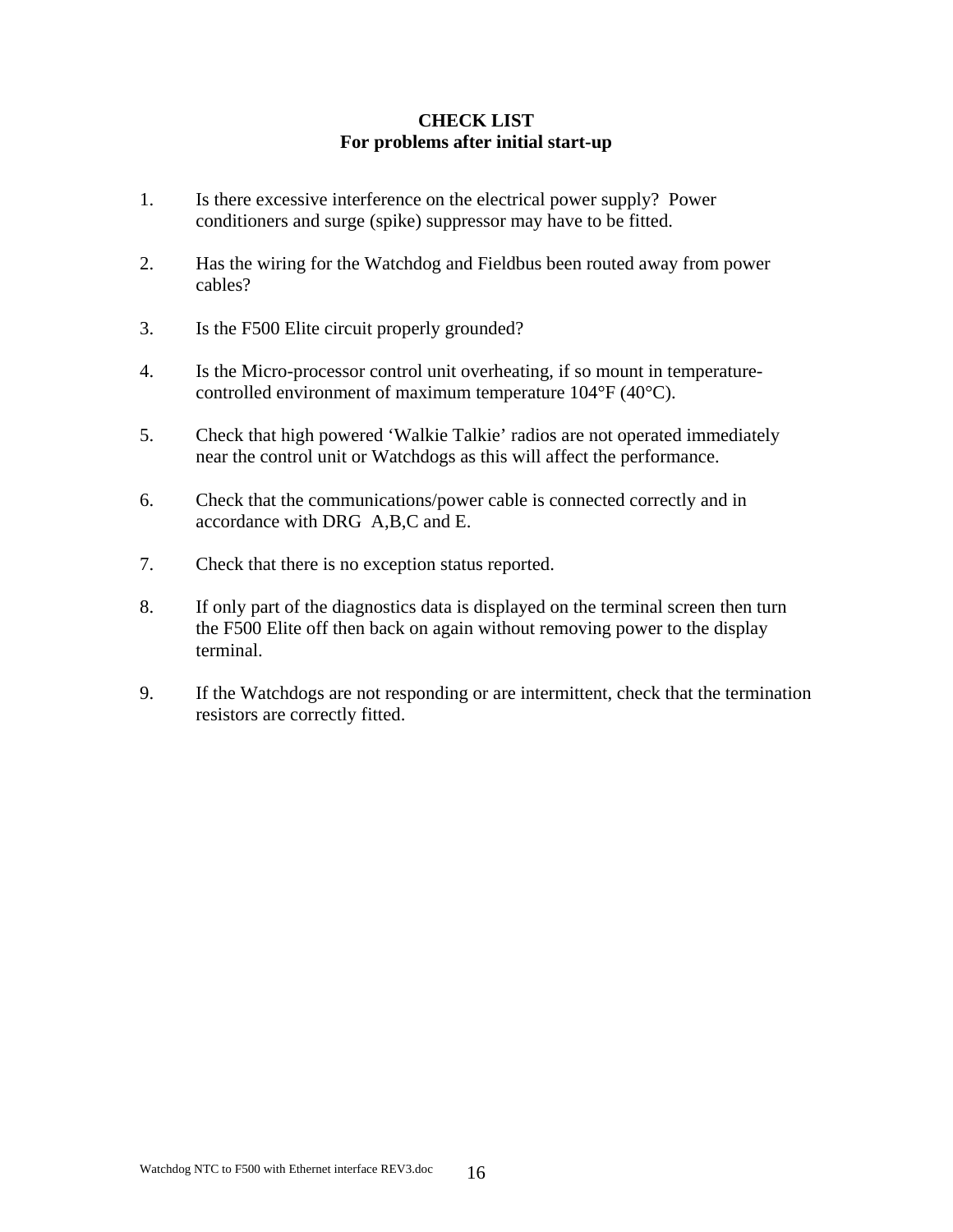## CHECK LIST
## For problems after initial start-up

1. Is there excessive interference on the electrical power supply? Power conditioners and surge (spike) suppressor may have to be fitted.

2. Has the wiring for the Watchdog and Fieldbus been routed away from power cables?

3. Is the F500 Elite circuit properly grounded?

4. Is the Micro-processor control unit overheating, if so mount in temperature-controlled environment of maximum temperature 104°F (40°C).

5. Check that high powered 'Walkie Talkie' radios are not operated immediately near the control unit or Watchdogs as this will affect the performance.

6. Check that the communications/power cable is connected correctly and in accordance with DRG A,B,C and E.

7. Check that there is no exception status reported.

8. If only part of the diagnostics data is displayed on the terminal screen then turn the F500 Elite off then back on again without removing power to the display terminal.

9. If the Watchdogs are not responding or are intermittent, check that the termination resistors are correctly fitted.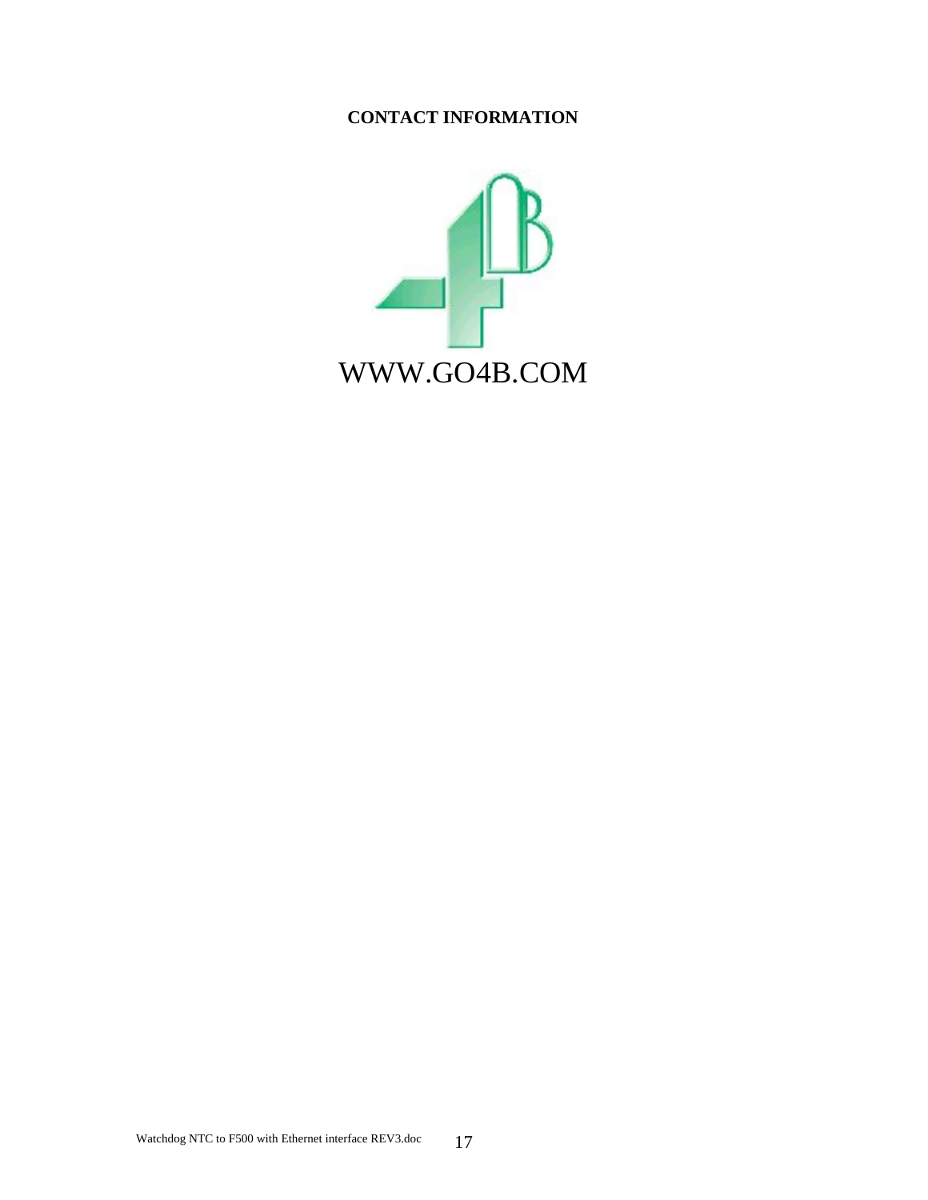**CONTACT INFORMATION**

WWW.GO4B.COM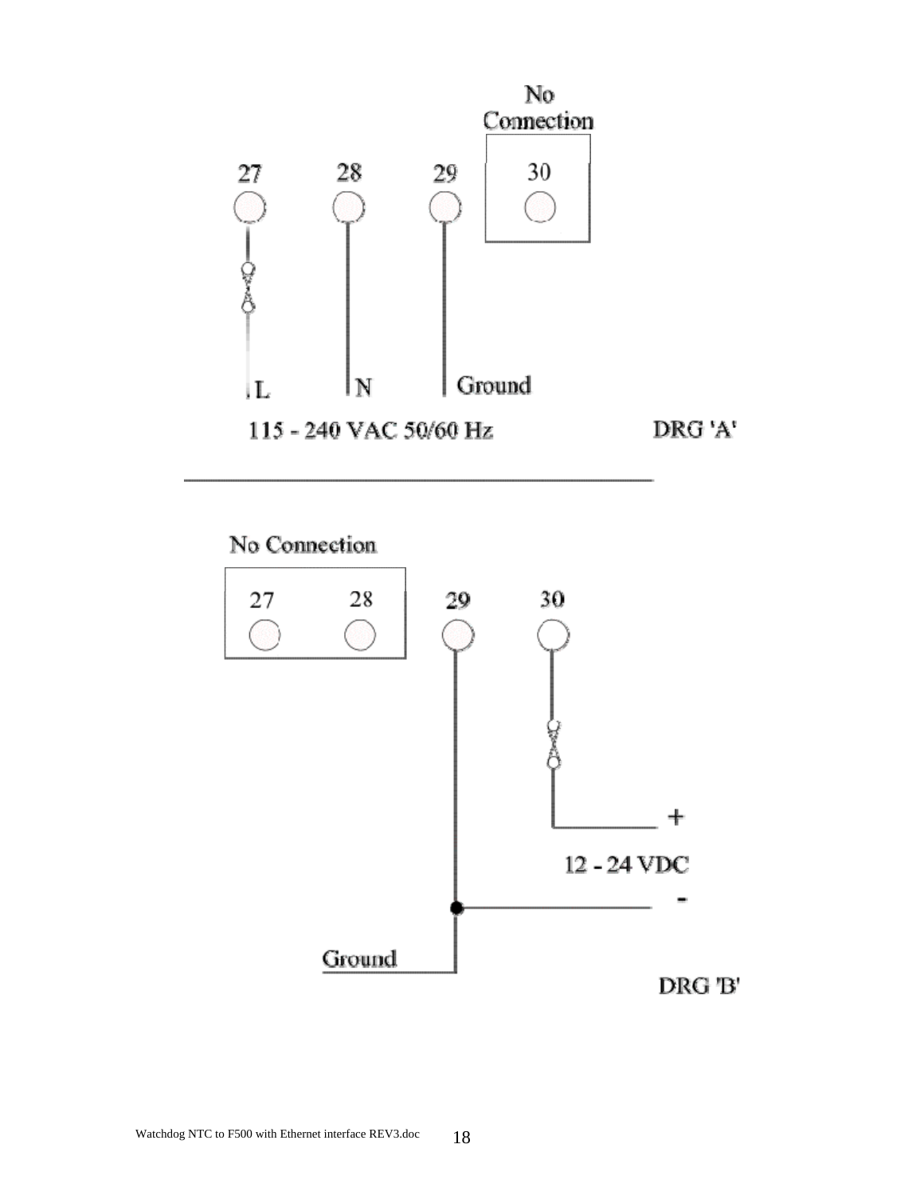No Connection

27 28 29 30

L N Ground

115 - 240 VAC 50/60 Hz

DRG 'A'

---

No Connection

27 28 29 30

+

12 - 24 VDC

-

Ground

DRG 'B'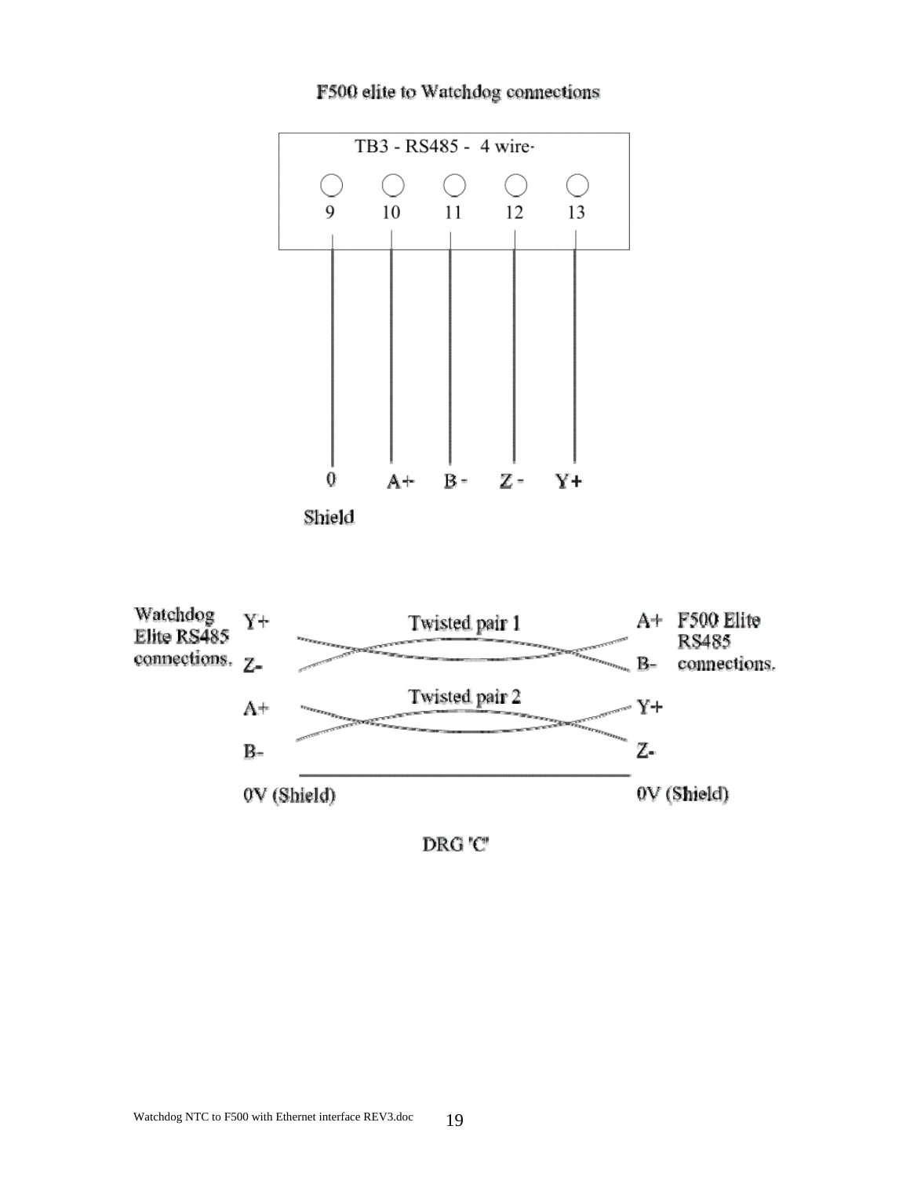# F500 elite to Watchdog connections

TB3 - RS485 - 4 wire-

| 9 | 10 | 11 | 12 | 13 |
|---|---|---|---|---|
| 0 Shield | A+ | B - | Z - | Y+ |

| Watchdog Elite RS485 connections. | | F500 Elite RS485 connections. |
|---|---|---|
| Y+ | Twisted pair 1 | A+ |
| Z- | | B- |
| A+ | Twisted pair 2 | Y+ |
| B- | | Z- |
| 0V (Shield) | | 0V (Shield) |

DRG 'C'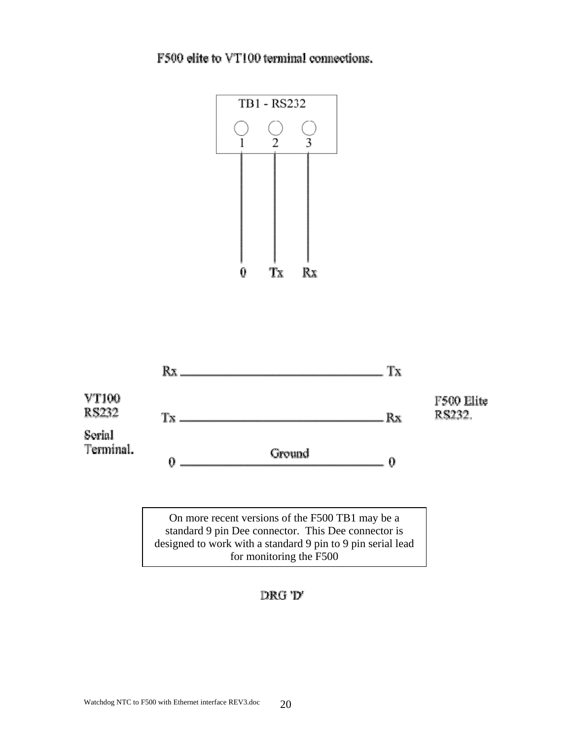# F500 elite to VT100 terminal connections.

TB1 - RS232

| Terminal | 1 | 2 | 3 |
|---|---|---|---|
| Signal | 0 | Tx | Rx |

| VT100 RS232 Serial Terminal. | | F500 Elite RS232. |
|---|---|---|
| Rx | | Tx |
| Tx | | Rx |
| 0 | Ground | 0 |

On more recent versions of the F500 TB1 may be a standard 9 pin Dee connector. This Dee connector is designed to work with a standard 9 pin to 9 pin serial lead for monitoring the F500

DRG 'D'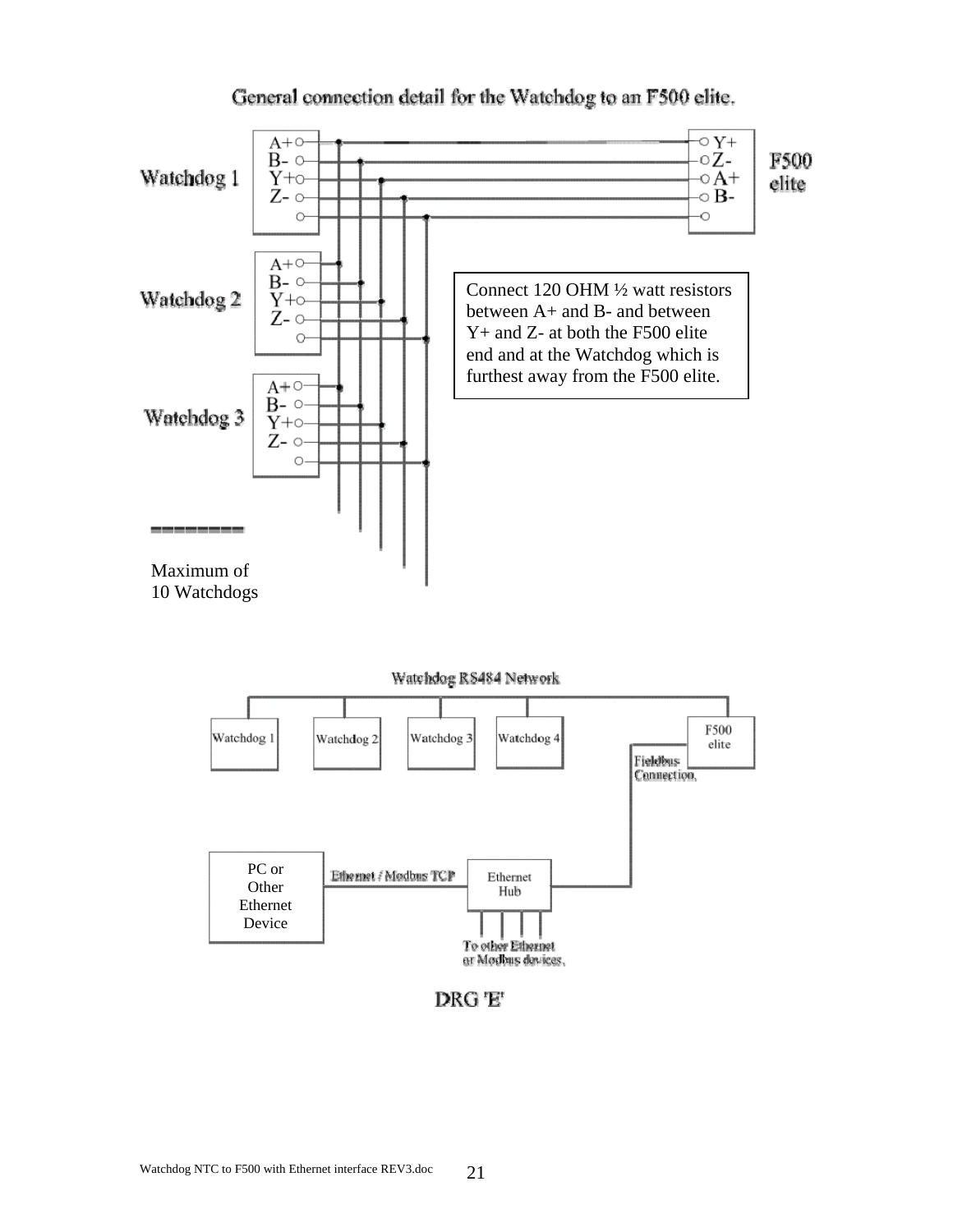General connection detail for the Watchdog to an F500 elite.

Connect 120 OHM ½ watt resistors between A+ and B- and between Y+ and Z- at both the F500 elite end and at the Watchdog which is furthest away from the F500 elite.

Maximum of 10 Watchdogs

DRG 'E'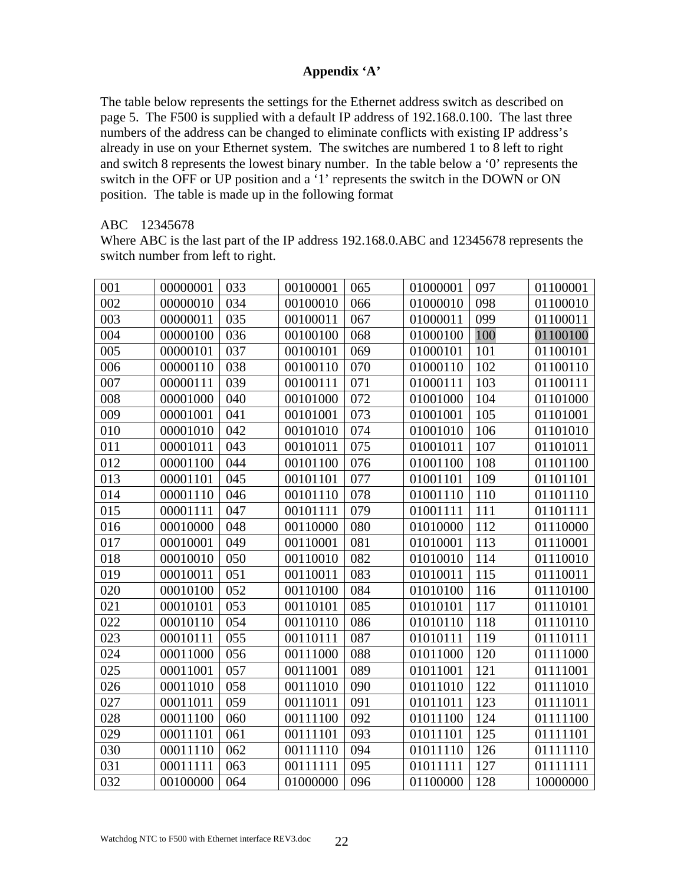### Appendix 'A'

The table below represents the settings for the Ethernet address switch as described on page 5. The F500 is supplied with a default IP address of 192.168.0.100. The last three numbers of the address can be changed to eliminate conflicts with existing IP address's already in use on your Ethernet system. The switches are numbered 1 to 8 left to right and switch 8 represents the lowest binary number. In the table below a '0' represents the switch in the OFF or UP position and a '1' represents the switch in the DOWN or ON position. The table is made up in the following format

ABC 12345678

Where ABC is the last part of the IP address 192.168.0.ABC and 12345678 represents the switch number from left to right.

| | | | | | | | |
|---|---|---|---|---|---|---|---|
| 001 | 00000001 | 033 | 00100001 | 065 | 01000001 | 097 | 01100001 |
| 002 | 00000010 | 034 | 00100010 | 066 | 01000010 | 098 | 01100010 |
| 003 | 00000011 | 035 | 00100011 | 067 | 01000011 | 099 | 01100011 |
| 004 | 00000100 | 036 | 00100100 | 068 | 01000100 | 100 | 01100100 |
| 005 | 00000101 | 037 | 00100101 | 069 | 01000101 | 101 | 01100101 |
| 006 | 00000110 | 038 | 00100110 | 070 | 01000110 | 102 | 01100110 |
| 007 | 00000111 | 039 | 00100111 | 071 | 01000111 | 103 | 01100111 |
| 008 | 00001000 | 040 | 00101000 | 072 | 01001000 | 104 | 01101000 |
| 009 | 00001001 | 041 | 00101001 | 073 | 01001001 | 105 | 01101001 |
| 010 | 00001010 | 042 | 00101010 | 074 | 01001010 | 106 | 01101010 |
| 011 | 00001011 | 043 | 00101011 | 075 | 01001011 | 107 | 01101011 |
| 012 | 00001100 | 044 | 00101100 | 076 | 01001100 | 108 | 01101100 |
| 013 | 00001101 | 045 | 00101101 | 077 | 01001101 | 109 | 01101101 |
| 014 | 00001110 | 046 | 00101110 | 078 | 01001110 | 110 | 01101110 |
| 015 | 00001111 | 047 | 00101111 | 079 | 01001111 | 111 | 01101111 |
| 016 | 00010000 | 048 | 00110000 | 080 | 01010000 | 112 | 01110000 |
| 017 | 00010001 | 049 | 00110001 | 081 | 01010001 | 113 | 01110001 |
| 018 | 00010010 | 050 | 00110010 | 082 | 01010010 | 114 | 01110010 |
| 019 | 00010011 | 051 | 00110011 | 083 | 01010011 | 115 | 01110011 |
| 020 | 00010100 | 052 | 00110100 | 084 | 01010100 | 116 | 01110100 |
| 021 | 00010101 | 053 | 00110101 | 085 | 01010101 | 117 | 01110101 |
| 022 | 00010110 | 054 | 00110110 | 086 | 01010110 | 118 | 01110110 |
| 023 | 00010111 | 055 | 00110111 | 087 | 01010111 | 119 | 01110111 |
| 024 | 00011000 | 056 | 00111000 | 088 | 01011000 | 120 | 01111000 |
| 025 | 00011001 | 057 | 00111001 | 089 | 01011001 | 121 | 01111001 |
| 026 | 00011010 | 058 | 00111010 | 090 | 01011010 | 122 | 01111010 |
| 027 | 00011011 | 059 | 00111011 | 091 | 01011011 | 123 | 01111011 |
| 028 | 00011100 | 060 | 00111100 | 092 | 01011100 | 124 | 01111100 |
| 029 | 00011101 | 061 | 00111101 | 093 | 01011101 | 125 | 01111101 |
| 030 | 00011110 | 062 | 00111110 | 094 | 01011110 | 126 | 01111110 |
| 031 | 00011111 | 063 | 00111111 | 095 | 01011111 | 127 | 01111111 |
| 032 | 00100000 | 064 | 01000000 | 096 | 01100000 | 128 | 10000000 |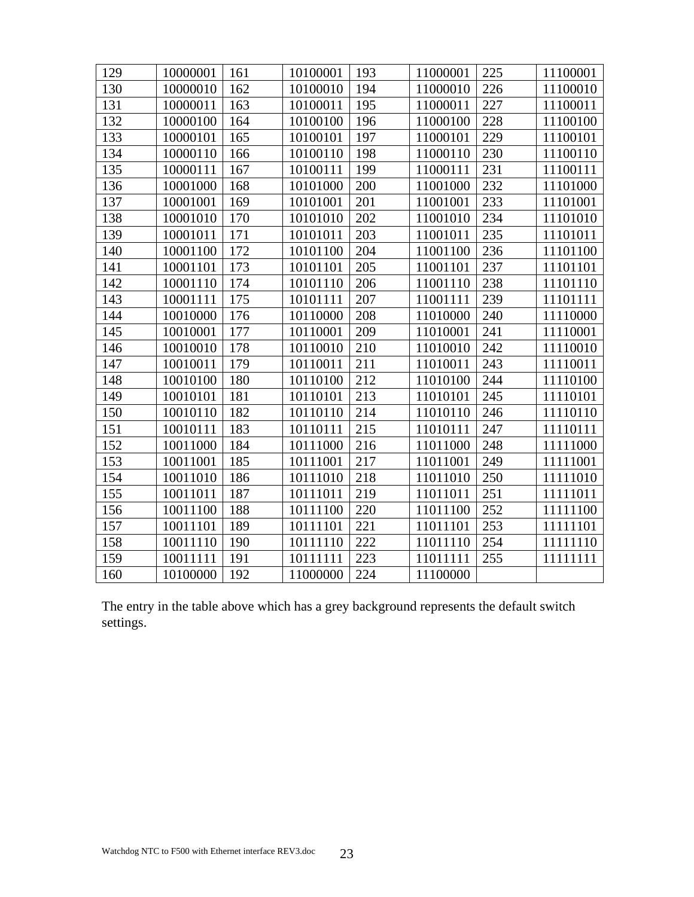| 129 | 10000001 | 161 | 10100001 | 193 | 11000001 | 225 | 11100001 |
|---|---|---|---|---|---|---|---|
| 130 | 10000010 | 162 | 10100010 | 194 | 11000010 | 226 | 11100010 |
| 131 | 10000011 | 163 | 10100011 | 195 | 11000011 | 227 | 11100011 |
| 132 | 10000100 | 164 | 10100100 | 196 | 11000100 | 228 | 11100100 |
| 133 | 10000101 | 165 | 10100101 | 197 | 11000101 | 229 | 11100101 |
| 134 | 10000110 | 166 | 10100110 | 198 | 11000110 | 230 | 11100110 |
| 135 | 10000111 | 167 | 10100111 | 199 | 11000111 | 231 | 11100111 |
| 136 | 10001000 | 168 | 10101000 | 200 | 11001000 | 232 | 11101000 |
| 137 | 10001001 | 169 | 10101001 | 201 | 11001001 | 233 | 11101001 |
| 138 | 10001010 | 170 | 10101010 | 202 | 11001010 | 234 | 11101010 |
| 139 | 10001011 | 171 | 10101011 | 203 | 11001011 | 235 | 11101011 |
| 140 | 10001100 | 172 | 10101100 | 204 | 11001100 | 236 | 11101100 |
| 141 | 10001101 | 173 | 10101101 | 205 | 11001101 | 237 | 11101101 |
| 142 | 10001110 | 174 | 10101110 | 206 | 11001110 | 238 | 11101110 |
| 143 | 10001111 | 175 | 10101111 | 207 | 11001111 | 239 | 11101111 |
| 144 | 10010000 | 176 | 10110000 | 208 | 11010000 | 240 | 11110000 |
| 145 | 10010001 | 177 | 10110001 | 209 | 11010001 | 241 | 11110001 |
| 146 | 10010010 | 178 | 10110010 | 210 | 11010010 | 242 | 11110010 |
| 147 | 10010011 | 179 | 10110011 | 211 | 11010011 | 243 | 11110011 |
| 148 | 10010100 | 180 | 10110100 | 212 | 11010100 | 244 | 11110100 |
| 149 | 10010101 | 181 | 10110101 | 213 | 11010101 | 245 | 11110101 |
| 150 | 10010110 | 182 | 10110110 | 214 | 11010110 | 246 | 11110110 |
| 151 | 10010111 | 183 | 10110111 | 215 | 11010111 | 247 | 11110111 |
| 152 | 10011000 | 184 | 10111000 | 216 | 11011000 | 248 | 11111000 |
| 153 | 10011001 | 185 | 10111001 | 217 | 11011001 | 249 | 11111001 |
| 154 | 10011010 | 186 | 10111010 | 218 | 11011010 | 250 | 11111010 |
| 155 | 10011011 | 187 | 10111011 | 219 | 11011011 | 251 | 11111011 |
| 156 | 10011100 | 188 | 10111100 | 220 | 11011100 | 252 | 11111100 |
| 157 | 10011101 | 189 | 10111101 | 221 | 11011101 | 253 | 11111101 |
| 158 | 10011110 | 190 | 10111110 | 222 | 11011110 | 254 | 11111110 |
| 159 | 10011111 | 191 | 10111111 | 223 | 11011111 | 255 | 11111111 |
| 160 | 10100000 | 192 | 11000000 | 224 | 11100000 | | |

The entry in the table above which has a grey background represents the default switch settings.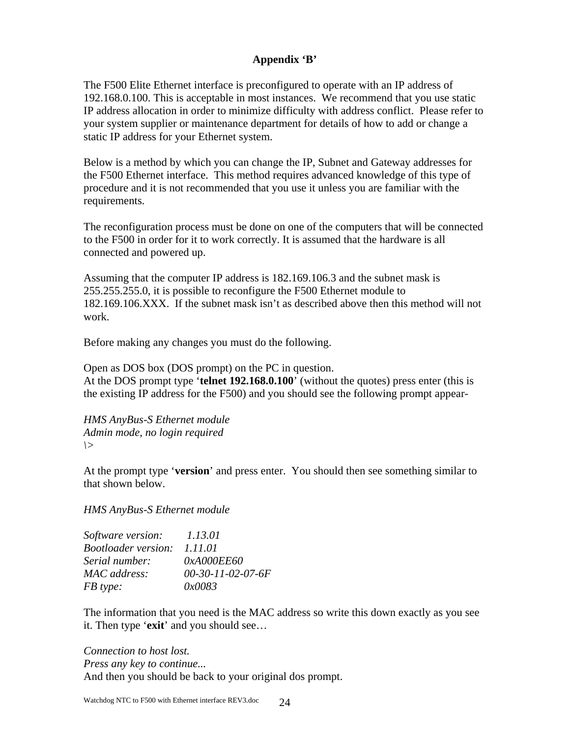## Appendix 'B'

The F500 Elite Ethernet interface is preconfigured to operate with an IP address of 192.168.0.100. This is acceptable in most instances. We recommend that you use static IP address allocation in order to minimize difficulty with address conflict. Please refer to your system supplier or maintenance department for details of how to add or change a static IP address for your Ethernet system.

Below is a method by which you can change the IP, Subnet and Gateway addresses for the F500 Ethernet interface. This method requires advanced knowledge of this type of procedure and it is not recommended that you use it unless you are familiar with the requirements.

The reconfiguration process must be done on one of the computers that will be connected to the F500 in order for it to work correctly. It is assumed that the hardware is all connected and powered up.

Assuming that the computer IP address is 182.169.106.3 and the subnet mask is 255.255.255.0, it is possible to reconfigure the F500 Ethernet module to 182.169.106.XXX. If the subnet mask isn't as described above then this method will not work.

Before making any changes you must do the following.

Open as DOS box (DOS prompt) on the PC in question.
At the DOS prompt type '**telnet 192.168.0.100**' (without the quotes) press enter (this is the existing IP address for the F500) and you should see the following prompt appear-

*HMS AnyBus-S Ethernet module*
*Admin mode, no login required*
*\>*

At the prompt type '**version**' and press enter. You should then see something similar to that shown below.

*HMS AnyBus-S Ethernet module*

| | |
|---|---|
| *Software version:* | *1.13.01* |
| *Bootloader version:* | *1.11.01* |
| *Serial number:* | *0xA000EE60* |
| *MAC address:* | *00-30-11-02-07-6F* |
| *FB type:* | *0x0083* |

The information that you need is the MAC address so write this down exactly as you see it. Then type '**exit**' and you should see…

*Connection to host lost.*
*Press any key to continue...*
And then you should be back to your original dos prompt.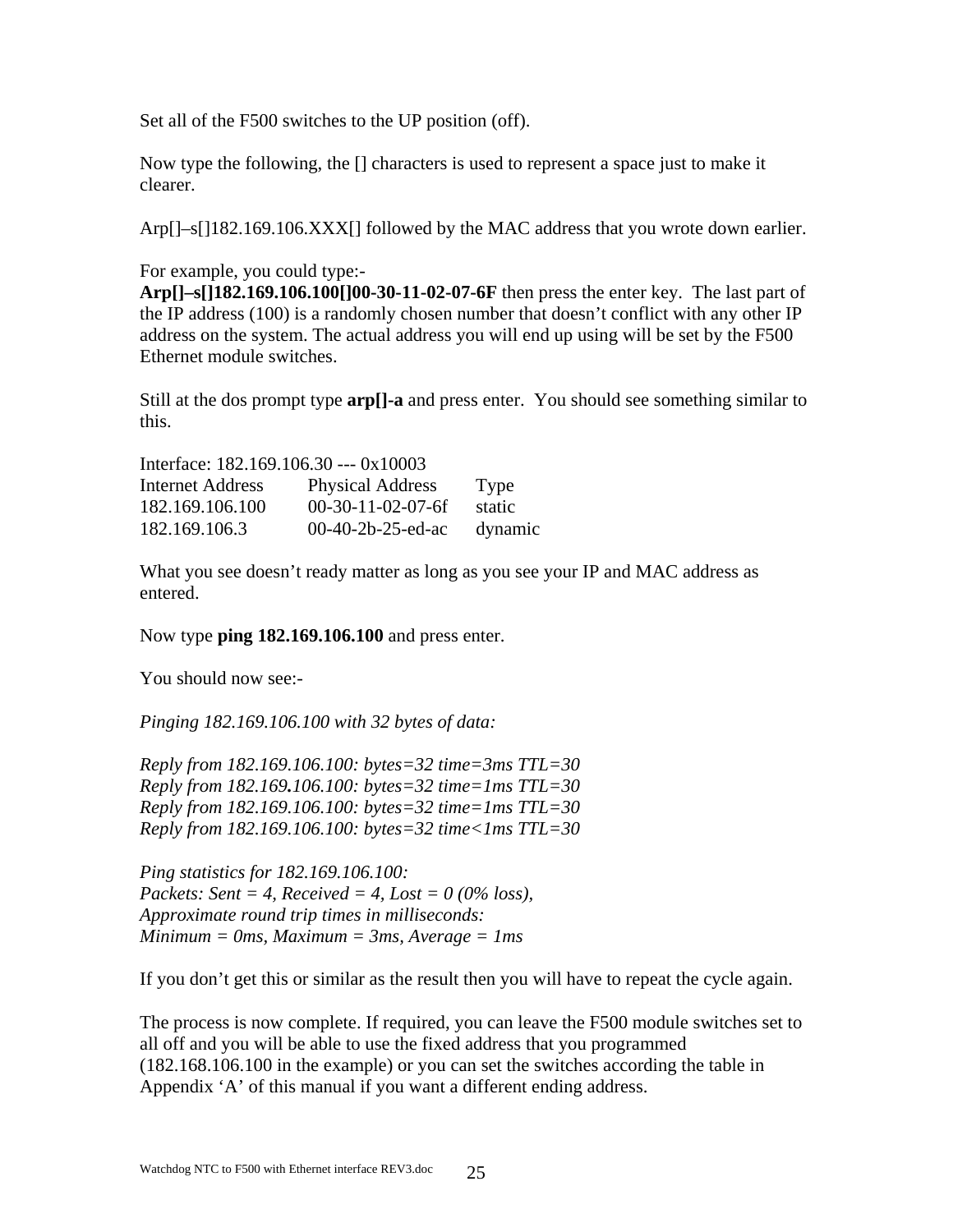Set all of the F500 switches to the UP position (off).

Now type the following, the [] characters is used to represent a space just to make it clearer.

Arp[]–s[]182.169.106.XXX[] followed by the MAC address that you wrote down earlier.

For example, you could type:-
**Arp[]–s[]182.169.106.100[]00-30-11-02-07-6F** then press the enter key. The last part of the IP address (100) is a randomly chosen number that doesn't conflict with any other IP address on the system. The actual address you will end up using will be set by the F500 Ethernet module switches.

Still at the dos prompt type **arp[]-a** and press enter. You should see something similar to this.

Interface: 182.169.106.30 --- 0x10003

| Internet Address | Physical Address | Type |
|---|---|---|
| 182.169.106.100 | 00-30-11-02-07-6f | static |
| 182.169.106.3 | 00-40-2b-25-ed-ac | dynamic |

What you see doesn't ready matter as long as you see your IP and MAC address as entered.

Now type **ping 182.169.106.100** and press enter.

You should now see:-

*Pinging 182.169.106.100 with 32 bytes of data:*

*Reply from 182.169.106.100: bytes=32 time=3ms TTL=30*
*Reply from 182.169.106.100: bytes=32 time=1ms TTL=30*
*Reply from 182.169.106.100: bytes=32 time=1ms TTL=30*
*Reply from 182.169.106.100: bytes=32 time<1ms TTL=30*

*Ping statistics for 182.169.106.100:*
*Packets: Sent = 4, Received = 4, Lost = 0 (0% loss),*
*Approximate round trip times in milliseconds:*
*Minimum = 0ms, Maximum = 3ms, Average = 1ms*

If you don't get this or similar as the result then you will have to repeat the cycle again.

The process is now complete. If required, you can leave the F500 module switches set to all off and you will be able to use the fixed address that you programmed (182.168.106.100 in the example) or you can set the switches according the table in Appendix 'A' of this manual if you want a different ending address.